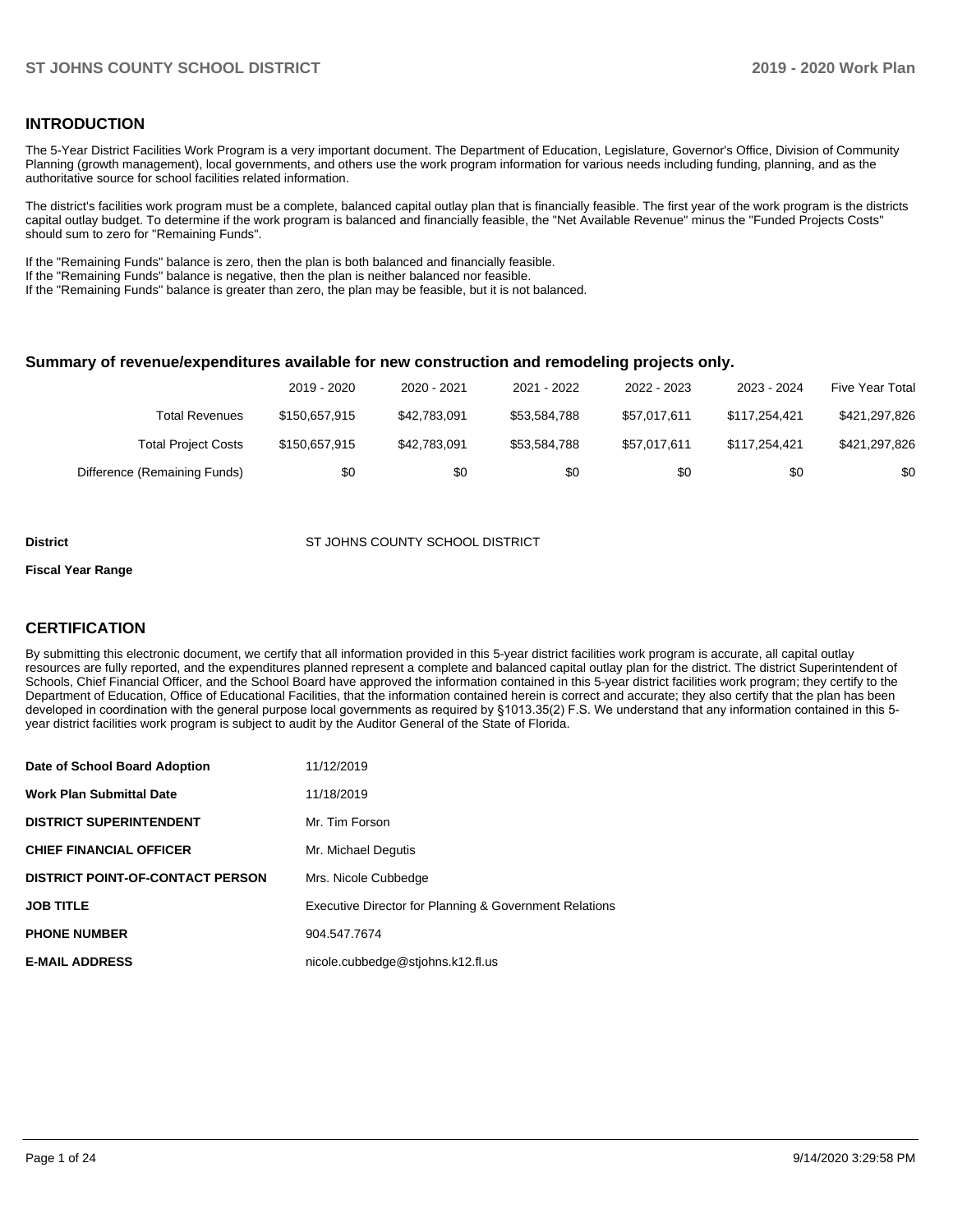## INTRODUCTION

The 5-Year District Facilities Work Program is a very important document. The Department of Education, Legislature, Governor's Office, Division of Community Planning (growth management), local governments, and others use the work program information for various needs including funding, planning, and as the authoritative source for school facilities related information.

The district's facilities work program must be a complete, balanced capital outlay plan that is financially feasible. The first year of the work program is the districts capital outlay budget. To determine if the work program is balanced and financially feasible, the "Net Available Revenue" minus the "Funded Projects Costs" should sum to zero for "Remaining Funds".

If the "Remaining Funds" balance is zero, then the plan is both balanced and financially feasible.
If the "Remaining Funds" balance is negative, then the plan is neither balanced nor feasible.
If the "Remaining Funds" balance is greater than zero, the plan may be feasible, but it is not balanced.

### Summary of revenue/expenditures available for new construction and remodeling projects only.

| | 2019 - 2020 | 2020 - 2021 | 2021 - 2022 | 2022 - 2023 | 2023 - 2024 | Five Year Total |
|---|---|---|---|---|---|---|
| Total Revenues | $150,657,915 | $42,783,091 | $53,584,788 | $57,017,611 | $117,254,421 | $421,297,826 |
| Total Project Costs | $150,657,915 | $42,783,091 | $53,584,788 | $57,017,611 | $117,254,421 | $421,297,826 |
| Difference (Remaining Funds) | $0 | $0 | $0 | $0 | $0 | $0 |

**District** ST JOHNS COUNTY SCHOOL DISTRICT

**Fiscal Year Range**

## CERTIFICATION

By submitting this electronic document, we certify that all information provided in this 5-year district facilities work program is accurate, all capital outlay resources are fully reported, and the expenditures planned represent a complete and balanced capital outlay plan for the district. The district Superintendent of Schools, Chief Financial Officer, and the School Board have approved the information contained in this 5-year district facilities work program; they certify to the Department of Education, Office of Educational Facilities, that the information contained herein is correct and accurate; they also certify that the plan has been developed in coordination with the general purpose local governments as required by §1013.35(2) F.S. We understand that any information contained in this 5-year district facilities work program is subject to audit by the Auditor General of the State of Florida.

| | |
|---|---|
| **Date of School Board Adoption** | 11/12/2019 |
| **Work Plan Submittal Date** | 11/18/2019 |
| **DISTRICT SUPERINTENDENT** | Mr. Tim Forson |
| **CHIEF FINANCIAL OFFICER** | Mr. Michael Degutis |
| **DISTRICT POINT-OF-CONTACT PERSON** | Mrs. Nicole Cubbedge |
| **JOB TITLE** | Executive Director for Planning & Government Relations |
| **PHONE NUMBER** | 904.547.7674 |
| **E-MAIL ADDRESS** | nicole.cubbedge@stjohns.k12.fl.us |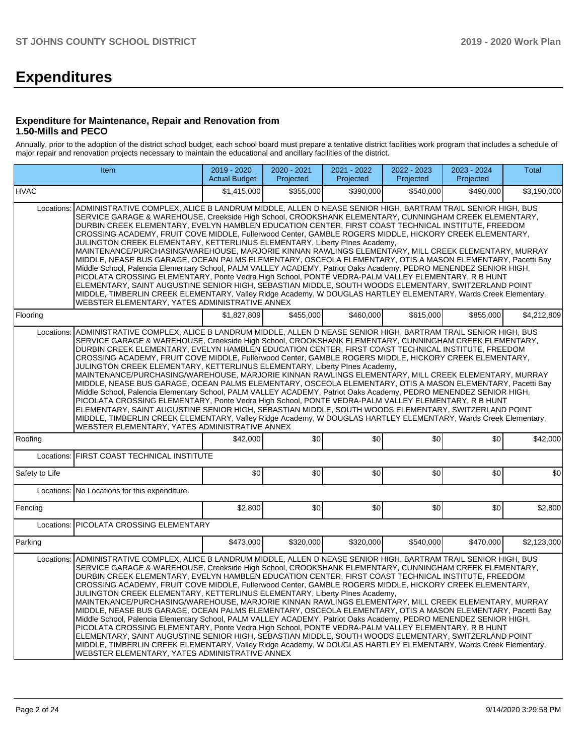# Expenditures

### Expenditure for Maintenance, Repair and Renovation from 1.50-Mills and PECO

Annually, prior to the adoption of the district school budget, each school board must prepare a tentative district facilities work program that includes a schedule of major repair and renovation projects necessary to maintain the educational and ancillary facilities of the district.

| Item | | 2019 - 2020 Actual Budget | 2020 - 2021 Projected | 2021 - 2022 Projected | 2022 - 2023 Projected | 2023 - 2024 Projected | Total |
|---|---|---|---|---|---|---|---|
| HVAC | | $1,415,000 | $355,000 | $390,000 | $540,000 | $490,000 | $3,190,000 |
| Locations: | ADMINISTRATIVE COMPLEX, ALICE B LANDRUM MIDDLE, ALLEN D NEASE SENIOR HIGH, BARTRAM TRAIL SENIOR HIGH, BUS SERVICE GARAGE & WAREHOUSE, Creekside High School, CROOKSHANK ELEMENTARY, CUNNINGHAM CREEK ELEMENTARY, DURBIN CREEK ELEMENTARY, EVELYN HAMBLEN EDUCATION CENTER, FIRST COAST TECHNICAL INSTITUTE, FREEDOM CROSSING ACADEMY, FRUIT COVE MIDDLE, Fullerwood Center, GAMBLE ROGERS MIDDLE, HICKORY CREEK ELEMENTARY, JULINGTON CREEK ELEMENTARY, KETTERLINUS ELEMENTARY, Liberty PInes Academy, MAINTENANCE/PURCHASING/WAREHOUSE, MARJORIE KINNAN RAWLINGS ELEMENTARY, MILL CREEK ELEMENTARY, MURRAY MIDDLE, NEASE BUS GARAGE, OCEAN PALMS ELEMENTARY, OSCEOLA ELEMENTARY, OTIS A MASON ELEMENTARY, Pacetti Bay Middle School, Palencia Elementary School, PALM VALLEY ACADEMY, Patriot Oaks Academy, PEDRO MENENDEZ SENIOR HIGH, PICOLATA CROSSING ELEMENTARY, Ponte Vedra High School, PONTE VEDRA-PALM VALLEY ELEMENTARY, R B HUNT ELEMENTARY, SAINT AUGUSTINE SENIOR HIGH, SEBASTIAN MIDDLE, SOUTH WOODS ELEMENTARY, SWITZERLAND POINT MIDDLE, TIMBERLIN CREEK ELEMENTARY, Valley Ridge Academy, W DOUGLAS HARTLEY ELEMENTARY, Wards Creek Elementary, WEBSTER ELEMENTARY, YATES ADMINISTRATIVE ANNEX | | | | | | |
| Flooring | | $1,827,809 | $455,000 | $460,000 | $615,000 | $855,000 | $4,212,809 |
| Locations: | ADMINISTRATIVE COMPLEX, ALICE B LANDRUM MIDDLE, ALLEN D NEASE SENIOR HIGH, BARTRAM TRAIL SENIOR HIGH, BUS SERVICE GARAGE & WAREHOUSE, Creekside High School, CROOKSHANK ELEMENTARY, CUNNINGHAM CREEK ELEMENTARY, DURBIN CREEK ELEMENTARY, EVELYN HAMBLEN EDUCATION CENTER, FIRST COAST TECHNICAL INSTITUTE, FREEDOM CROSSING ACADEMY, FRUIT COVE MIDDLE, Fullerwood Center, GAMBLE ROGERS MIDDLE, HICKORY CREEK ELEMENTARY, JULINGTON CREEK ELEMENTARY, KETTERLINUS ELEMENTARY, Liberty PInes Academy, MAINTENANCE/PURCHASING/WAREHOUSE, MARJORIE KINNAN RAWLINGS ELEMENTARY, MILL CREEK ELEMENTARY, MURRAY MIDDLE, NEASE BUS GARAGE, OCEAN PALMS ELEMENTARY, OSCEOLA ELEMENTARY, OTIS A MASON ELEMENTARY, Pacetti Bay Middle School, Palencia Elementary School, PALM VALLEY ACADEMY, Patriot Oaks Academy, PEDRO MENENDEZ SENIOR HIGH, PICOLATA CROSSING ELEMENTARY, Ponte Vedra High School, PONTE VEDRA-PALM VALLEY ELEMENTARY, R B HUNT ELEMENTARY, SAINT AUGUSTINE SENIOR HIGH, SEBASTIAN MIDDLE, SOUTH WOODS ELEMENTARY, SWITZERLAND POINT MIDDLE, TIMBERLIN CREEK ELEMENTARY, Valley Ridge Academy, W DOUGLAS HARTLEY ELEMENTARY, Wards Creek Elementary, WEBSTER ELEMENTARY, YATES ADMINISTRATIVE ANNEX | | | | | | |
| Roofing | | $42,000 | $0 | $0 | $0 | $0 | $42,000 |
| Locations: | FIRST COAST TECHNICAL INSTITUTE | | | | | | |
| Safety to Life | | $0 | $0 | $0 | $0 | $0 | $0 |
| Locations: | No Locations for this expenditure. | | | | | | |
| Fencing | | $2,800 | $0 | $0 | $0 | $0 | $2,800 |
| Locations: | PICOLATA CROSSING ELEMENTARY | | | | | | |
| Parking | | $473,000 | $320,000 | $320,000 | $540,000 | $470,000 | $2,123,000 |
| Locations: | ADMINISTRATIVE COMPLEX, ALICE B LANDRUM MIDDLE, ALLEN D NEASE SENIOR HIGH, BARTRAM TRAIL SENIOR HIGH, BUS SERVICE GARAGE & WAREHOUSE, Creekside High School, CROOKSHANK ELEMENTARY, CUNNINGHAM CREEK ELEMENTARY, DURBIN CREEK ELEMENTARY, EVELYN HAMBLEN EDUCATION CENTER, FIRST COAST TECHNICAL INSTITUTE, FREEDOM CROSSING ACADEMY, FRUIT COVE MIDDLE, Fullerwood Center, GAMBLE ROGERS MIDDLE, HICKORY CREEK ELEMENTARY, JULINGTON CREEK ELEMENTARY, KETTERLINUS ELEMENTARY, Liberty PInes Academy, MAINTENANCE/PURCHASING/WAREHOUSE, MARJORIE KINNAN RAWLINGS ELEMENTARY, MILL CREEK ELEMENTARY, MURRAY MIDDLE, NEASE BUS GARAGE, OCEAN PALMS ELEMENTARY, OSCEOLA ELEMENTARY, OTIS A MASON ELEMENTARY, Pacetti Bay Middle School, Palencia Elementary School, PALM VALLEY ACADEMY, Patriot Oaks Academy, PEDRO MENENDEZ SENIOR HIGH, PICOLATA CROSSING ELEMENTARY, Ponte Vedra High School, PONTE VEDRA-PALM VALLEY ELEMENTARY, R B HUNT ELEMENTARY, SAINT AUGUSTINE SENIOR HIGH, SEBASTIAN MIDDLE, SOUTH WOODS ELEMENTARY, SWITZERLAND POINT MIDDLE, TIMBERLIN CREEK ELEMENTARY, Valley Ridge Academy, W DOUGLAS HARTLEY ELEMENTARY, Wards Creek Elementary, WEBSTER ELEMENTARY, YATES ADMINISTRATIVE ANNEX | | | | | | |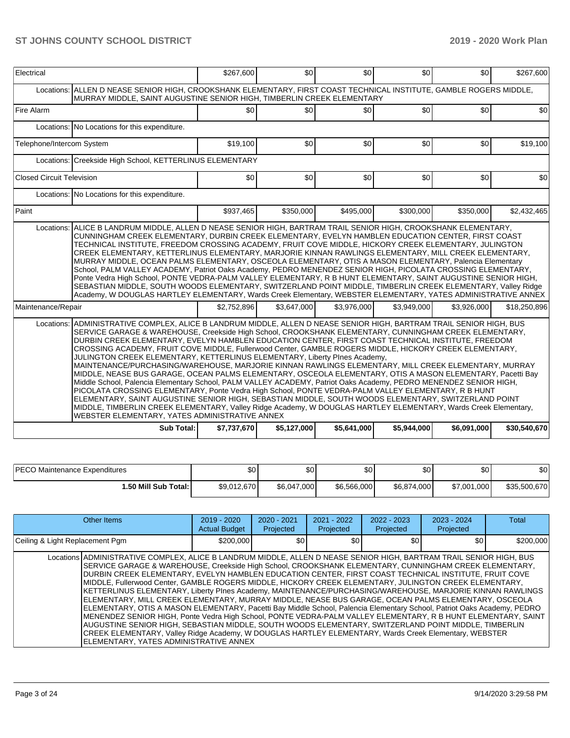| Item | | 2019 - 2020 Actual Budget | 2020 - 2021 Projected | 2021 - 2022 Projected | 2022 - 2023 Projected | 2023 - 2024 Projected | Total |
|---|---|---|---|---|---|---|---|
| Electrical | | $267,600 | $0 | $0 | $0 | $0 | $267,600 |
| | Locations: | ALLEN D NEASE SENIOR HIGH, CROOKSHANK ELEMENTARY, FIRST COAST TECHNICAL INSTITUTE, GAMBLE ROGERS MIDDLE, MURRAY MIDDLE, SAINT AUGUSTINE SENIOR HIGH, TIMBERLIN CREEK ELEMENTARY | | | | | |
| Fire Alarm | | $0 | $0 | $0 | $0 | $0 | $0 |
| | Locations: | No Locations for this expenditure. | | | | | |
| Telephone/Intercom System | | $19,100 | $0 | $0 | $0 | $0 | $19,100 |
| | Locations: | Creekside High School, KETTERLINUS ELEMENTARY | | | | | |
| Closed Circuit Television | | $0 | $0 | $0 | $0 | $0 | $0 |
| | Locations: | No Locations for this expenditure. | | | | | |
| Paint | | $937,465 | $350,000 | $495,000 | $300,000 | $350,000 | $2,432,465 |
| | Locations: | ALICE B LANDRUM MIDDLE, ALLEN D NEASE SENIOR HIGH, BARTRAM TRAIL SENIOR HIGH, CROOKSHANK ELEMENTARY, CUNNINGHAM CREEK ELEMENTARY, DURBIN CREEK ELEMENTARY, EVELYN HAMBLEN EDUCATION CENTER, FIRST COAST TECHNICAL INSTITUTE, FREEDOM CROSSING ACADEMY, FRUIT COVE MIDDLE, HICKORY CREEK ELEMENTARY, JULINGTON CREEK ELEMENTARY, KETTERLINUS ELEMENTARY, MARJORIE KINNAN RAWLINGS ELEMENTARY, MILL CREEK ELEMENTARY, MURRAY MIDDLE, OCEAN PALMS ELEMENTARY, OSCEOLA ELEMENTARY, OTIS A MASON ELEMENTARY, Palencia Elementary School, PALM VALLEY ACADEMY, Patriot Oaks Academy, PEDRO MENENDEZ SENIOR HIGH, PICOLATA CROSSING ELEMENTARY, Ponte Vedra High School, PONTE VEDRA-PALM VALLEY ELEMENTARY, R B HUNT ELEMENTARY, SAINT AUGUSTINE SENIOR HIGH, SEBASTIAN MIDDLE, SOUTH WOODS ELEMENTARY, SWITZERLAND POINT MIDDLE, TIMBERLIN CREEK ELEMENTARY, Valley Ridge Academy, W DOUGLAS HARTLEY ELEMENTARY, Wards Creek Elementary, WEBSTER ELEMENTARY, YATES ADMINISTRATIVE ANNEX | | | | | |
| Maintenance/Repair | | $2,752,896 | $3,647,000 | $3,976,000 | $3,949,000 | $3,926,000 | $18,250,896 |
| | Locations: | ADMINISTRATIVE COMPLEX, ALICE B LANDRUM MIDDLE, ALLEN D NEASE SENIOR HIGH, BARTRAM TRAIL SENIOR HIGH, BUS SERVICE GARAGE & WAREHOUSE, Creekside High School, CROOKSHANK ELEMENTARY, CUNNINGHAM CREEK ELEMENTARY, DURBIN CREEK ELEMENTARY, EVELYN HAMBLEN EDUCATION CENTER, FIRST COAST TECHNICAL INSTITUTE, FREEDOM CROSSING ACADEMY, FRUIT COVE MIDDLE, Fullerwood Center, GAMBLE ROGERS MIDDLE, HICKORY CREEK ELEMENTARY, JULINGTON CREEK ELEMENTARY, KETTERLINUS ELEMENTARY, Liberty PInes Academy, MAINTENANCE/PURCHASING/WAREHOUSE, MARJORIE KINNAN RAWLINGS ELEMENTARY, MILL CREEK ELEMENTARY, MURRAY MIDDLE, NEASE BUS GARAGE, OCEAN PALMS ELEMENTARY, OSCEOLA ELEMENTARY, OTIS A MASON ELEMENTARY, Pacetti Bay Middle School, Palencia Elementary School, PALM VALLEY ACADEMY, Patriot Oaks Academy, PEDRO MENENDEZ SENIOR HIGH, PICOLATA CROSSING ELEMENTARY, Ponte Vedra High School, PONTE VEDRA-PALM VALLEY ELEMENTARY, R B HUNT ELEMENTARY, SAINT AUGUSTINE SENIOR HIGH, SEBASTIAN MIDDLE, SOUTH WOODS ELEMENTARY, SWITZERLAND POINT MIDDLE, TIMBERLIN CREEK ELEMENTARY, Valley Ridge Academy, W DOUGLAS HARTLEY ELEMENTARY, Wards Creek Elementary, WEBSTER ELEMENTARY, YATES ADMINISTRATIVE ANNEX | | | | | |
| | **Sub Total:** | **$7,737,670** | **$5,127,000** | **$5,641,000** | **$5,944,000** | **$6,091,000** | **$30,540,670** |

| | | | | | | |
|---|---|---|---|---|---|---|
| PECO Maintenance Expenditures | $0 | $0 | $0 | $0 | $0 | $0 |
| **1.50 Mill Sub Total:** | $9,012,670 | $6,047,000 | $6,566,000 | $6,874,000 | $7,001,000 | $35,500,670 |

| Other Items | | 2019 - 2020 Actual Budget | 2020 - 2021 Projected | 2021 - 2022 Projected | 2022 - 2023 Projected | 2023 - 2024 Projected | Total |
|---|---|---|---|---|---|---|---|
| Ceiling & Light Replacement Pgm | | $200,000 | $0 | $0 | $0 | $0 | $200,000 |
| | Locations | ADMINISTRATIVE COMPLEX, ALICE B LANDRUM MIDDLE, ALLEN D NEASE SENIOR HIGH, BARTRAM TRAIL SENIOR HIGH, BUS SERVICE GARAGE & WAREHOUSE, Creekside High School, CROOKSHANK ELEMENTARY, CUNNINGHAM CREEK ELEMENTARY, DURBIN CREEK ELEMENTARY, EVELYN HAMBLEN EDUCATION CENTER, FIRST COAST TECHNICAL INSTITUTE, FRUIT COVE MIDDLE, Fullerwood Center, GAMBLE ROGERS MIDDLE, HICKORY CREEK ELEMENTARY, JULINGTON CREEK ELEMENTARY, KETTERLINUS ELEMENTARY, Liberty PInes Academy, MAINTENANCE/PURCHASING/WAREHOUSE, MARJORIE KINNAN RAWLINGS ELEMENTARY, MILL CREEK ELEMENTARY, MURRAY MIDDLE, NEASE BUS GARAGE, OCEAN PALMS ELEMENTARY, OSCEOLA ELEMENTARY, OTIS A MASON ELEMENTARY, Pacetti Bay Middle School, Palencia Elementary School, Patriot Oaks Academy, PEDRO MENENDEZ SENIOR HIGH, Ponte Vedra High School, PONTE VEDRA-PALM VALLEY ELEMENTARY, R B HUNT ELEMENTARY, SAINT AUGUSTINE SENIOR HIGH, SEBASTIAN MIDDLE, SOUTH WOODS ELEMENTARY, SWITZERLAND POINT MIDDLE, TIMBERLIN CREEK ELEMENTARY, Valley Ridge Academy, W DOUGLAS HARTLEY ELEMENTARY, Wards Creek Elementary, WEBSTER ELEMENTARY, YATES ADMINISTRATIVE ANNEX | | | | | |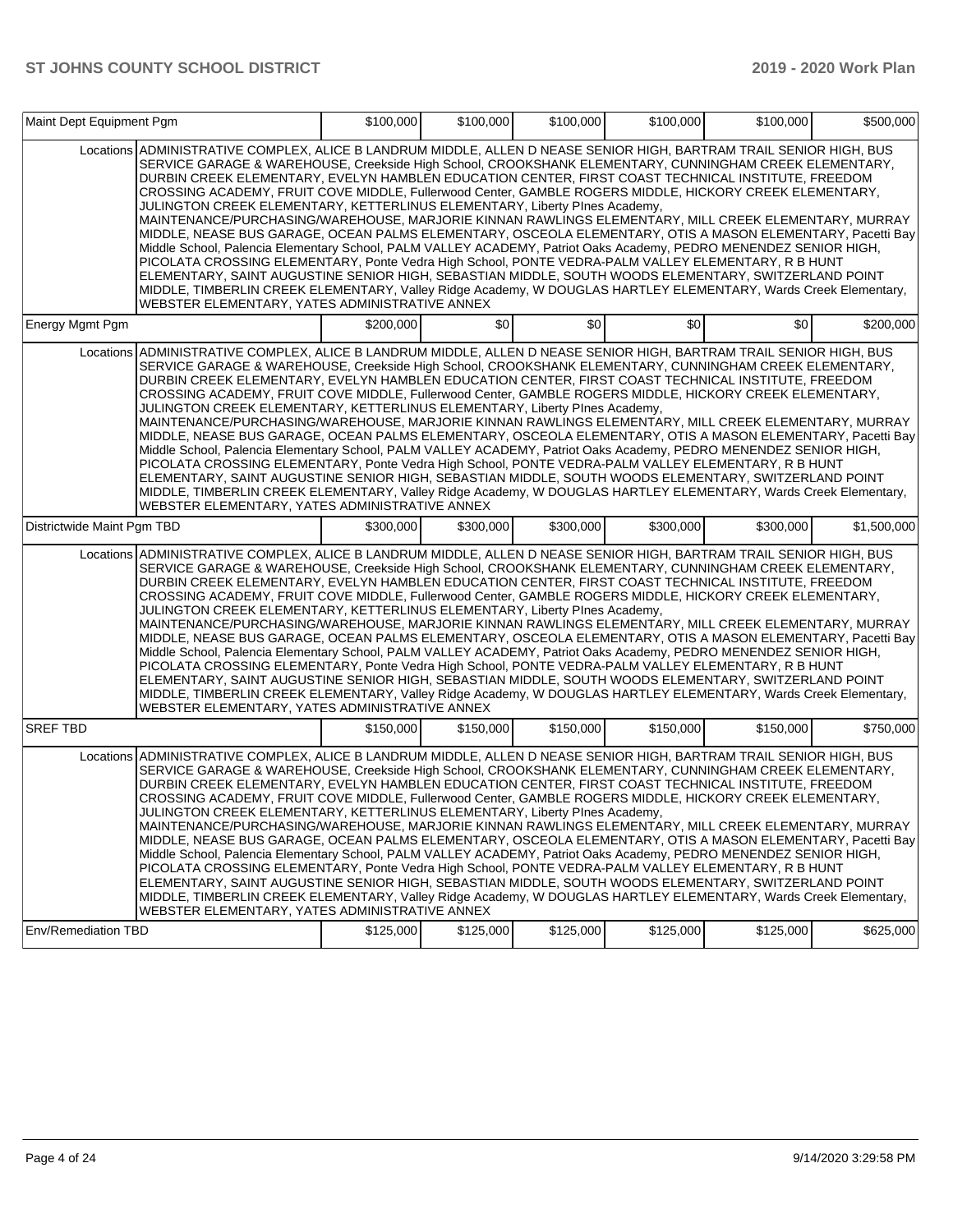| Maint Dept Equipment Pgm | | $100,000 | $100,000 | $100,000 | $100,000 | $100,000 | $500,000 |
|---|---|---|---|---|---|---|---|
| | Locations | ADMINISTRATIVE COMPLEX, ALICE B LANDRUM MIDDLE, ALLEN D NEASE SENIOR HIGH, BARTRAM TRAIL SENIOR HIGH, BUS SERVICE GARAGE & WAREHOUSE, Creekside High School, CROOKSHANK ELEMENTARY, CUNNINGHAM CREEK ELEMENTARY, DURBIN CREEK ELEMENTARY, EVELYN HAMBLEN EDUCATION CENTER, FIRST COAST TECHNICAL INSTITUTE, FREEDOM CROSSING ACADEMY, FRUIT COVE MIDDLE, Fullerwood Center, GAMBLE ROGERS MIDDLE, HICKORY CREEK ELEMENTARY, JULINGTON CREEK ELEMENTARY, KETTERLINUS ELEMENTARY, Liberty PInes Academy, MAINTENANCE/PURCHASING/WAREHOUSE, MARJORIE KINNAN RAWLINGS ELEMENTARY, MILL CREEK ELEMENTARY, MURRAY MIDDLE, NEASE BUS GARAGE, OCEAN PALMS ELEMENTARY, OSCEOLA ELEMENTARY, OTIS A MASON ELEMENTARY, Pacetti Bay Middle School, Palencia Elementary School, PALM VALLEY ACADEMY, Patriot Oaks Academy, PEDRO MENENDEZ SENIOR HIGH, PICOLATA CROSSING ELEMENTARY, Ponte Vedra High School, PONTE VEDRA-PALM VALLEY ELEMENTARY, R B HUNT ELEMENTARY, SAINT AUGUSTINE SENIOR HIGH, SEBASTIAN MIDDLE, SOUTH WOODS ELEMENTARY, SWITZERLAND POINT MIDDLE, TIMBERLIN CREEK ELEMENTARY, Valley Ridge Academy, W DOUGLAS HARTLEY ELEMENTARY, Wards Creek Elementary, WEBSTER ELEMENTARY, YATES ADMINISTRATIVE ANNEX | | | | | | |
| Energy Mgmt Pgm | | $200,000 | $0 | $0 | $0 | $0 | $200,000 |
| | Locations | ADMINISTRATIVE COMPLEX, ALICE B LANDRUM MIDDLE, ALLEN D NEASE SENIOR HIGH, BARTRAM TRAIL SENIOR HIGH, BUS SERVICE GARAGE & WAREHOUSE, Creekside High School, CROOKSHANK ELEMENTARY, CUNNINGHAM CREEK ELEMENTARY, DURBIN CREEK ELEMENTARY, EVELYN HAMBLEN EDUCATION CENTER, FIRST COAST TECHNICAL INSTITUTE, FREEDOM CROSSING ACADEMY, FRUIT COVE MIDDLE, Fullerwood Center, GAMBLE ROGERS MIDDLE, HICKORY CREEK ELEMENTARY, JULINGTON CREEK ELEMENTARY, KETTERLINUS ELEMENTARY, Liberty PInes Academy, MAINTENANCE/PURCHASING/WAREHOUSE, MARJORIE KINNAN RAWLINGS ELEMENTARY, MILL CREEK ELEMENTARY, MURRAY MIDDLE, NEASE BUS GARAGE, OCEAN PALMS ELEMENTARY, OSCEOLA ELEMENTARY, OTIS A MASON ELEMENTARY, Pacetti Bay Middle School, Palencia Elementary School, PALM VALLEY ACADEMY, Patriot Oaks Academy, PEDRO MENENDEZ SENIOR HIGH, PICOLATA CROSSING ELEMENTARY, Ponte Vedra High School, PONTE VEDRA-PALM VALLEY ELEMENTARY, R B HUNT ELEMENTARY, SAINT AUGUSTINE SENIOR HIGH, SEBASTIAN MIDDLE, SOUTH WOODS ELEMENTARY, SWITZERLAND POINT MIDDLE, TIMBERLIN CREEK ELEMENTARY, Valley Ridge Academy, W DOUGLAS HARTLEY ELEMENTARY, Wards Creek Elementary, WEBSTER ELEMENTARY, YATES ADMINISTRATIVE ANNEX | | | | | | |
| Districtwide Maint Pgm TBD | | $300,000 | $300,000 | $300,000 | $300,000 | $300,000 | $1,500,000 |
| | Locations | ADMINISTRATIVE COMPLEX, ALICE B LANDRUM MIDDLE, ALLEN D NEASE SENIOR HIGH, BARTRAM TRAIL SENIOR HIGH, BUS SERVICE GARAGE & WAREHOUSE, Creekside High School, CROOKSHANK ELEMENTARY, CUNNINGHAM CREEK ELEMENTARY, DURBIN CREEK ELEMENTARY, EVELYN HAMBLEN EDUCATION CENTER, FIRST COAST TECHNICAL INSTITUTE, FREEDOM CROSSING ACADEMY, FRUIT COVE MIDDLE, Fullerwood Center, GAMBLE ROGERS MIDDLE, HICKORY CREEK ELEMENTARY, JULINGTON CREEK ELEMENTARY, KETTERLINUS ELEMENTARY, Liberty PInes Academy, MAINTENANCE/PURCHASING/WAREHOUSE, MARJORIE KINNAN RAWLINGS ELEMENTARY, MILL CREEK ELEMENTARY, MURRAY MIDDLE, NEASE BUS GARAGE, OCEAN PALMS ELEMENTARY, OSCEOLA ELEMENTARY, OTIS A MASON ELEMENTARY, Pacetti Bay Middle School, Palencia Elementary School, PALM VALLEY ACADEMY, Patriot Oaks Academy, PEDRO MENENDEZ SENIOR HIGH, PICOLATA CROSSING ELEMENTARY, Ponte Vedra High School, PONTE VEDRA-PALM VALLEY ELEMENTARY, R B HUNT ELEMENTARY, SAINT AUGUSTINE SENIOR HIGH, SEBASTIAN MIDDLE, SOUTH WOODS ELEMENTARY, SWITZERLAND POINT MIDDLE, TIMBERLIN CREEK ELEMENTARY, Valley Ridge Academy, W DOUGLAS HARTLEY ELEMENTARY, Wards Creek Elementary, WEBSTER ELEMENTARY, YATES ADMINISTRATIVE ANNEX | | | | | | |
| SREF TBD | | $150,000 | $150,000 | $150,000 | $150,000 | $150,000 | $750,000 |
| | Locations | ADMINISTRATIVE COMPLEX, ALICE B LANDRUM MIDDLE, ALLEN D NEASE SENIOR HIGH, BARTRAM TRAIL SENIOR HIGH, BUS SERVICE GARAGE & WAREHOUSE, Creekside High School, CROOKSHANK ELEMENTARY, CUNNINGHAM CREEK ELEMENTARY, DURBIN CREEK ELEMENTARY, EVELYN HAMBLEN EDUCATION CENTER, FIRST COAST TECHNICAL INSTITUTE, FREEDOM CROSSING ACADEMY, FRUIT COVE MIDDLE, Fullerwood Center, GAMBLE ROGERS MIDDLE, HICKORY CREEK ELEMENTARY, JULINGTON CREEK ELEMENTARY, KETTERLINUS ELEMENTARY, Liberty PInes Academy, MAINTENANCE/PURCHASING/WAREHOUSE, MARJORIE KINNAN RAWLINGS ELEMENTARY, MILL CREEK ELEMENTARY, MURRAY MIDDLE, NEASE BUS GARAGE, OCEAN PALMS ELEMENTARY, OSCEOLA ELEMENTARY, OTIS A MASON ELEMENTARY, Pacetti Bay Middle School, Palencia Elementary School, PALM VALLEY ACADEMY, Patriot Oaks Academy, PEDRO MENENDEZ SENIOR HIGH, PICOLATA CROSSING ELEMENTARY, Ponte Vedra High School, PONTE VEDRA-PALM VALLEY ELEMENTARY, R B HUNT ELEMENTARY, SAINT AUGUSTINE SENIOR HIGH, SEBASTIAN MIDDLE, SOUTH WOODS ELEMENTARY, SWITZERLAND POINT MIDDLE, TIMBERLIN CREEK ELEMENTARY, Valley Ridge Academy, W DOUGLAS HARTLEY ELEMENTARY, Wards Creek Elementary, WEBSTER ELEMENTARY, YATES ADMINISTRATIVE ANNEX | | | | | | |
| Env/Remediation TBD | | $125,000 | $125,000 | $125,000 | $125,000 | $125,000 | $625,000 |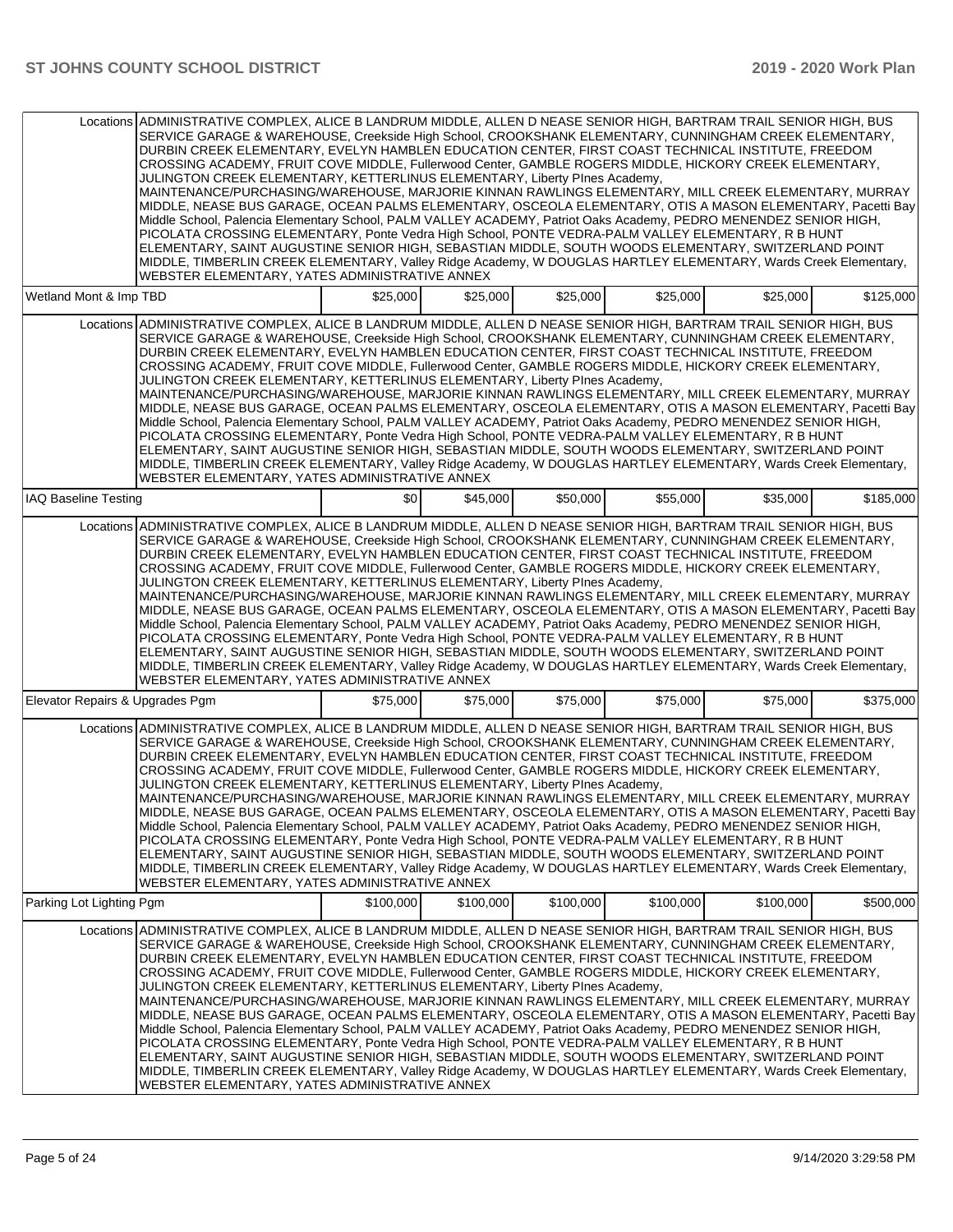| | | | | | | |
|---|---|---|---|---|---|---|
| Locations | ADMINISTRATIVE COMPLEX, ALICE B LANDRUM MIDDLE, ALLEN D NEASE SENIOR HIGH, BARTRAM TRAIL SENIOR HIGH, BUS SERVICE GARAGE & WAREHOUSE, Creekside High School, CROOKSHANK ELEMENTARY, CUNNINGHAM CREEK ELEMENTARY, DURBIN CREEK ELEMENTARY, EVELYN HAMBLEN EDUCATION CENTER, FIRST COAST TECHNICAL INSTITUTE, FREEDOM CROSSING ACADEMY, FRUIT COVE MIDDLE, Fullerwood Center, GAMBLE ROGERS MIDDLE, HICKORY CREEK ELEMENTARY, JULINGTON CREEK ELEMENTARY, KETTERLINUS ELEMENTARY, Liberty PInes Academy, MAINTENANCE/PURCHASING/WAREHOUSE, MARJORIE KINNAN RAWLINGS ELEMENTARY, MILL CREEK ELEMENTARY, MURRAY MIDDLE, NEASE BUS GARAGE, OCEAN PALMS ELEMENTARY, OSCEOLA ELEMENTARY, OTIS A MASON ELEMENTARY, Pacetti Bay Middle School, Palencia Elementary School, PALM VALLEY ACADEMY, Patriot Oaks Academy, PEDRO MENENDEZ SENIOR HIGH, PICOLATA CROSSING ELEMENTARY, Ponte Vedra High School, PONTE VEDRA-PALM VALLEY ELEMENTARY, R B HUNT ELEMENTARY, SAINT AUGUSTINE SENIOR HIGH, SEBASTIAN MIDDLE, SOUTH WOODS ELEMENTARY, SWITZERLAND POINT MIDDLE, TIMBERLIN CREEK ELEMENTARY, Valley Ridge Academy, W DOUGLAS HARTLEY ELEMENTARY, Wards Creek Elementary, WEBSTER ELEMENTARY, YATES ADMINISTRATIVE ANNEX | | | | | |
| Wetland Mont & Imp TBD | | $25,000 | $25,000 | $25,000 | $25,000 | $25,000 | $125,000 |
| Locations | ADMINISTRATIVE COMPLEX, ALICE B LANDRUM MIDDLE, ALLEN D NEASE SENIOR HIGH, BARTRAM TRAIL SENIOR HIGH, BUS SERVICE GARAGE & WAREHOUSE, Creekside High School, CROOKSHANK ELEMENTARY, CUNNINGHAM CREEK ELEMENTARY, DURBIN CREEK ELEMENTARY, EVELYN HAMBLEN EDUCATION CENTER, FIRST COAST TECHNICAL INSTITUTE, FREEDOM CROSSING ACADEMY, FRUIT COVE MIDDLE, Fullerwood Center, GAMBLE ROGERS MIDDLE, HICKORY CREEK ELEMENTARY, JULINGTON CREEK ELEMENTARY, KETTERLINUS ELEMENTARY, Liberty PInes Academy, MAINTENANCE/PURCHASING/WAREHOUSE, MARJORIE KINNAN RAWLINGS ELEMENTARY, MILL CREEK ELEMENTARY, MURRAY MIDDLE, NEASE BUS GARAGE, OCEAN PALMS ELEMENTARY, OSCEOLA ELEMENTARY, OTIS A MASON ELEMENTARY, Pacetti Bay Middle School, Palencia Elementary School, PALM VALLEY ACADEMY, Patriot Oaks Academy, PEDRO MENENDEZ SENIOR HIGH, PICOLATA CROSSING ELEMENTARY, Ponte Vedra High School, PONTE VEDRA-PALM VALLEY ELEMENTARY, R B HUNT ELEMENTARY, SAINT AUGUSTINE SENIOR HIGH, SEBASTIAN MIDDLE, SOUTH WOODS ELEMENTARY, SWITZERLAND POINT MIDDLE, TIMBERLIN CREEK ELEMENTARY, Valley Ridge Academy, W DOUGLAS HARTLEY ELEMENTARY, Wards Creek Elementary, WEBSTER ELEMENTARY, YATES ADMINISTRATIVE ANNEX | | | | | |
| IAQ Baseline Testing | | $0 | $45,000 | $50,000 | $55,000 | $35,000 | $185,000 |
| Locations | ADMINISTRATIVE COMPLEX, ALICE B LANDRUM MIDDLE, ALLEN D NEASE SENIOR HIGH, BARTRAM TRAIL SENIOR HIGH, BUS SERVICE GARAGE & WAREHOUSE, Creekside High School, CROOKSHANK ELEMENTARY, CUNNINGHAM CREEK ELEMENTARY, DURBIN CREEK ELEMENTARY, EVELYN HAMBLEN EDUCATION CENTER, FIRST COAST TECHNICAL INSTITUTE, FREEDOM CROSSING ACADEMY, FRUIT COVE MIDDLE, Fullerwood Center, GAMBLE ROGERS MIDDLE, HICKORY CREEK ELEMENTARY, JULINGTON CREEK ELEMENTARY, KETTERLINUS ELEMENTARY, Liberty PInes Academy, MAINTENANCE/PURCHASING/WAREHOUSE, MARJORIE KINNAN RAWLINGS ELEMENTARY, MILL CREEK ELEMENTARY, MURRAY MIDDLE, NEASE BUS GARAGE, OCEAN PALMS ELEMENTARY, OSCEOLA ELEMENTARY, OTIS A MASON ELEMENTARY, Pacetti Bay Middle School, Palencia Elementary School, PALM VALLEY ACADEMY, Patriot Oaks Academy, PEDRO MENENDEZ SENIOR HIGH, PICOLATA CROSSING ELEMENTARY, Ponte Vedra High School, PONTE VEDRA-PALM VALLEY ELEMENTARY, R B HUNT ELEMENTARY, SAINT AUGUSTINE SENIOR HIGH, SEBASTIAN MIDDLE, SOUTH WOODS ELEMENTARY, SWITZERLAND POINT MIDDLE, TIMBERLIN CREEK ELEMENTARY, Valley Ridge Academy, W DOUGLAS HARTLEY ELEMENTARY, Wards Creek Elementary, WEBSTER ELEMENTARY, YATES ADMINISTRATIVE ANNEX | | | | | |
| Elevator Repairs & Upgrades Pgm | | $75,000 | $75,000 | $75,000 | $75,000 | $75,000 | $375,000 |
| Locations | ADMINISTRATIVE COMPLEX, ALICE B LANDRUM MIDDLE, ALLEN D NEASE SENIOR HIGH, BARTRAM TRAIL SENIOR HIGH, BUS SERVICE GARAGE & WAREHOUSE, Creekside High School, CROOKSHANK ELEMENTARY, CUNNINGHAM CREEK ELEMENTARY, DURBIN CREEK ELEMENTARY, EVELYN HAMBLEN EDUCATION CENTER, FIRST COAST TECHNICAL INSTITUTE, FREEDOM CROSSING ACADEMY, FRUIT COVE MIDDLE, Fullerwood Center, GAMBLE ROGERS MIDDLE, HICKORY CREEK ELEMENTARY, JULINGTON CREEK ELEMENTARY, KETTERLINUS ELEMENTARY, Liberty PInes Academy, MAINTENANCE/PURCHASING/WAREHOUSE, MARJORIE KINNAN RAWLINGS ELEMENTARY, MILL CREEK ELEMENTARY, MURRAY MIDDLE, NEASE BUS GARAGE, OCEAN PALMS ELEMENTARY, OSCEOLA ELEMENTARY, OTIS A MASON ELEMENTARY, Pacetti Bay Middle School, Palencia Elementary School, PALM VALLEY ACADEMY, Patriot Oaks Academy, PEDRO MENENDEZ SENIOR HIGH, PICOLATA CROSSING ELEMENTARY, Ponte Vedra High School, PONTE VEDRA-PALM VALLEY ELEMENTARY, R B HUNT ELEMENTARY, SAINT AUGUSTINE SENIOR HIGH, SEBASTIAN MIDDLE, SOUTH WOODS ELEMENTARY, SWITZERLAND POINT MIDDLE, TIMBERLIN CREEK ELEMENTARY, Valley Ridge Academy, W DOUGLAS HARTLEY ELEMENTARY, Wards Creek Elementary, WEBSTER ELEMENTARY, YATES ADMINISTRATIVE ANNEX | | | | | |
| Parking Lot Lighting Pgm | | $100,000 | $100,000 | $100,000 | $100,000 | $100,000 | $500,000 |
| Locations | ADMINISTRATIVE COMPLEX, ALICE B LANDRUM MIDDLE, ALLEN D NEASE SENIOR HIGH, BARTRAM TRAIL SENIOR HIGH, BUS SERVICE GARAGE & WAREHOUSE, Creekside High School, CROOKSHANK ELEMENTARY, CUNNINGHAM CREEK ELEMENTARY, DURBIN CREEK ELEMENTARY, EVELYN HAMBLEN EDUCATION CENTER, FIRST COAST TECHNICAL INSTITUTE, FREEDOM CROSSING ACADEMY, FRUIT COVE MIDDLE, Fullerwood Center, GAMBLE ROGERS MIDDLE, HICKORY CREEK ELEMENTARY, JULINGTON CREEK ELEMENTARY, KETTERLINUS ELEMENTARY, Liberty PInes Academy, MAINTENANCE/PURCHASING/WAREHOUSE, MARJORIE KINNAN RAWLINGS ELEMENTARY, MILL CREEK ELEMENTARY, MURRAY MIDDLE, NEASE BUS GARAGE, OCEAN PALMS ELEMENTARY, OSCEOLA ELEMENTARY, OTIS A MASON ELEMENTARY, Pacetti Bay Middle School, Palencia Elementary School, PALM VALLEY ACADEMY, Patriot Oaks Academy, PEDRO MENENDEZ SENIOR HIGH, PICOLATA CROSSING ELEMENTARY, Ponte Vedra High School, PONTE VEDRA-PALM VALLEY ELEMENTARY, R B HUNT ELEMENTARY, SAINT AUGUSTINE SENIOR HIGH, SEBASTIAN MIDDLE, SOUTH WOODS ELEMENTARY, SWITZERLAND POINT MIDDLE, TIMBERLIN CREEK ELEMENTARY, Valley Ridge Academy, W DOUGLAS HARTLEY ELEMENTARY, Wards Creek Elementary, WEBSTER ELEMENTARY, YATES ADMINISTRATIVE ANNEX | | | | | |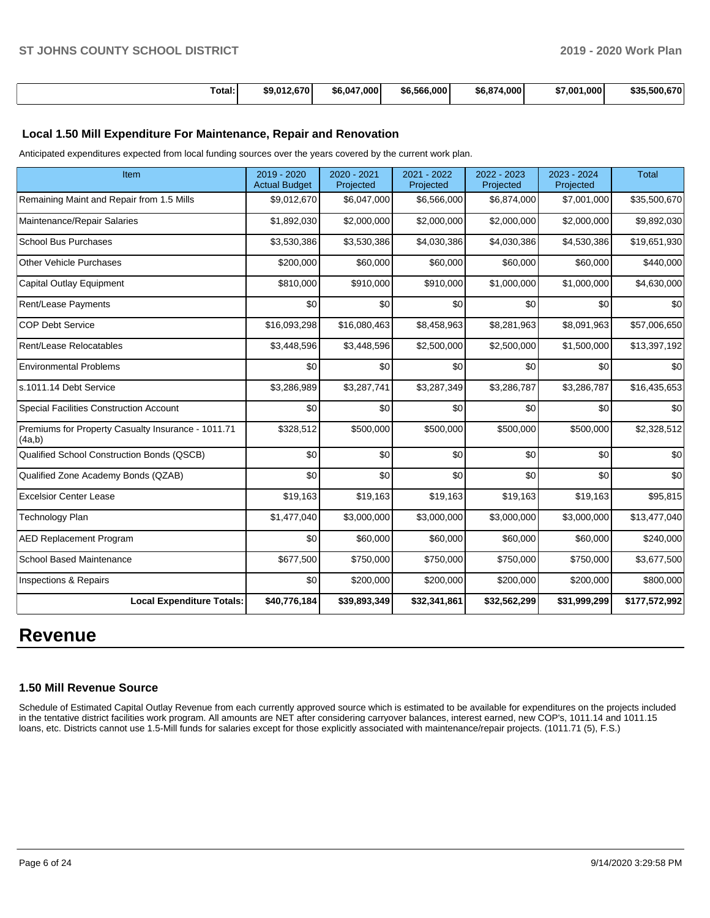| | | | | | | |
|---|---|---|---|---|---|---|
| **Total:** | **$9,012,670** | **$6,047,000** | **$6,566,000** | **$6,874,000** | **$7,001,000** | **$35,500,670** |

### Local 1.50 Mill Expenditure For Maintenance, Repair and Renovation

Anticipated expenditures expected from local funding sources over the years covered by the current work plan.

| Item | 2019 - 2020 Actual Budget | 2020 - 2021 Projected | 2021 - 2022 Projected | 2022 - 2023 Projected | 2023 - 2024 Projected | Total |
|---|---|---|---|---|---|---|
| Remaining Maint and Repair from 1.5 Mills | $9,012,670 | $6,047,000 | $6,566,000 | $6,874,000 | $7,001,000 | $35,500,670 |
| Maintenance/Repair Salaries | $1,892,030 | $2,000,000 | $2,000,000 | $2,000,000 | $2,000,000 | $9,892,030 |
| School Bus Purchases | $3,530,386 | $3,530,386 | $4,030,386 | $4,030,386 | $4,530,386 | $19,651,930 |
| Other Vehicle Purchases | $200,000 | $60,000 | $60,000 | $60,000 | $60,000 | $440,000 |
| Capital Outlay Equipment | $810,000 | $910,000 | $910,000 | $1,000,000 | $1,000,000 | $4,630,000 |
| Rent/Lease Payments | $0 | $0 | $0 | $0 | $0 | $0 |
| COP Debt Service | $16,093,298 | $16,080,463 | $8,458,963 | $8,281,963 | $8,091,963 | $57,006,650 |
| Rent/Lease Relocatables | $3,448,596 | $3,448,596 | $2,500,000 | $2,500,000 | $1,500,000 | $13,397,192 |
| Environmental Problems | $0 | $0 | $0 | $0 | $0 | $0 |
| s.1011.14 Debt Service | $3,286,989 | $3,287,741 | $3,287,349 | $3,286,787 | $3,286,787 | $16,435,653 |
| Special Facilities Construction Account | $0 | $0 | $0 | $0 | $0 | $0 |
| Premiums for Property Casualty Insurance - 1011.71 (4a,b) | $328,512 | $500,000 | $500,000 | $500,000 | $500,000 | $2,328,512 |
| Qualified School Construction Bonds (QSCB) | $0 | $0 | $0 | $0 | $0 | $0 |
| Qualified Zone Academy Bonds (QZAB) | $0 | $0 | $0 | $0 | $0 | $0 |
| Excelsior Center Lease | $19,163 | $19,163 | $19,163 | $19,163 | $19,163 | $95,815 |
| Technology Plan | $1,477,040 | $3,000,000 | $3,000,000 | $3,000,000 | $3,000,000 | $13,477,040 |
| AED Replacement Program | $0 | $60,000 | $60,000 | $60,000 | $60,000 | $240,000 |
| School Based Maintenance | $677,500 | $750,000 | $750,000 | $750,000 | $750,000 | $3,677,500 |
| Inspections & Repairs | $0 | $200,000 | $200,000 | $200,000 | $200,000 | $800,000 |
| **Local Expenditure Totals:** | **$40,776,184** | **$39,893,349** | **$32,341,861** | **$32,562,299** | **$31,999,299** | **$177,572,992** |

# Revenue

### 1.50 Mill Revenue Source

Schedule of Estimated Capital Outlay Revenue from each currently approved source which is estimated to be available for expenditures on the projects included in the tentative district facilities work program. All amounts are NET after considering carryover balances, interest earned, new COP's, 1011.14 and 1011.15 loans, etc. Districts cannot use 1.5-Mill funds for salaries except for those explicitly associated with maintenance/repair projects. (1011.71 (5), F.S.)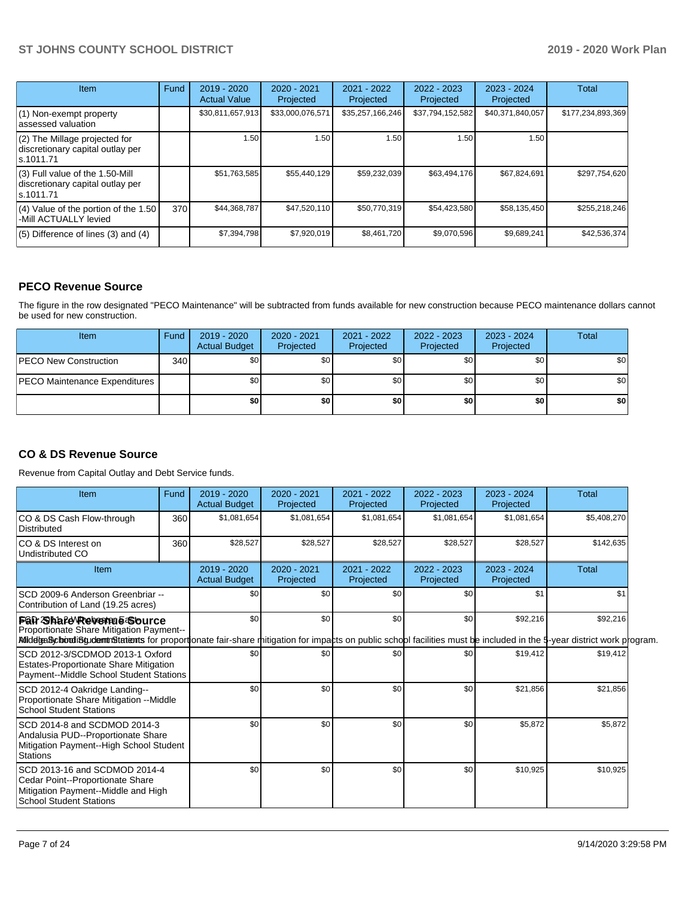| Item | Fund | 2019 - 2020 Actual Value | 2020 - 2021 Projected | 2021 - 2022 Projected | 2022 - 2023 Projected | 2023 - 2024 Projected | Total |
|---|---|---|---|---|---|---|---|
| (1) Non-exempt property assessed valuation | | $30,811,657,913 | $33,000,076,571 | $35,257,166,246 | $37,794,152,582 | $40,371,840,057 | $177,234,893,369 |
| (2) The Millage projected for discretionary capital outlay per s.1011.71 | | 1.50 | 1.50 | 1.50 | 1.50 | 1.50 | |
| (3) Full value of the 1.50-Mill discretionary capital outlay per s.1011.71 | | $51,763,585 | $55,440,129 | $59,232,039 | $63,494,176 | $67,824,691 | $297,754,620 |
| (4) Value of the portion of the 1.50 -Mill ACTUALLY levied | 370 | $44,368,787 | $47,520,110 | $50,770,319 | $54,423,580 | $58,135,450 | $255,218,246 |
| (5) Difference of lines (3) and (4) | | $7,394,798 | $7,920,019 | $8,461,720 | $9,070,596 | $9,689,241 | $42,536,374 |

## PECO Revenue Source

The figure in the row designated "PECO Maintenance" will be subtracted from funds available for new construction because PECO maintenance dollars cannot be used for new construction.

| Item | Fund | 2019 - 2020 Actual Budget | 2020 - 2021 Projected | 2021 - 2022 Projected | 2022 - 2023 Projected | 2023 - 2024 Projected | Total |
|---|---|---|---|---|---|---|---|
| PECO New Construction | 340 | $0 | $0 | $0 | $0 | $0 | $0 |
| PECO Maintenance Expenditures | | $0 | $0 | $0 | $0 | $0 | $0 |
| | | **$0** | **$0** | **$0** | **$0** | **$0** | **$0** |

## CO & DS Revenue Source

Revenue from Capital Outlay and Debt Service funds.

| Item | Fund | 2019 - 2020 Actual Budget | 2020 - 2021 Projected | 2021 - 2022 Projected | 2022 - 2023 Projected | 2023 - 2024 Projected | Total |
|---|---|---|---|---|---|---|---|
| CO & DS Cash Flow-through Distributed | 360 | $1,081,654 | $1,081,654 | $1,081,654 | $1,081,654 | $1,081,654 | $5,408,270 |
| CO & DS Interest on Undistributed CO | 360 | $28,527 | $28,527 | $28,527 | $28,527 | $28,527 | $142,635 |

## Fair Share Revenue Source

All legally binding commitments for proportionate fair-share mitigation for impacts on public school facilities must be included in the 5-year district work program.

| Item | 2019 - 2020 Actual Budget | 2020 - 2021 Projected | 2021 - 2022 Projected | 2022 - 2023 Projected | 2023 - 2024 Projected | Total |
|---|---|---|---|---|---|---|
| SCD 2009-6 Anderson Greenbriar -- Contribution of Land (19.25 acres) | $0 | $0 | $0 | $0 | $1 | $1 |
| SCD 2012-2 Winchester East Proportionate Share Mitigation Payment--Middle School Student Stations | $0 | $0 | $0 | $0 | $92,216 | $92,216 |
| SCD 2012-3/SCDMOD 2013-1 Oxford Estates-Proportionate Share Mitigation Payment--Middle School Student Stations | $0 | $0 | $0 | $0 | $19,412 | $19,412 |
| SCD 2012-4 Oakridge Landing--Proportionate Share Mitigation --Middle School Student Stations | $0 | $0 | $0 | $0 | $21,856 | $21,856 |
| SCD 2014-8 and SCDMOD 2014-3 Andalusia PUD--Proportionate Share Mitigation Payment--High School Student Stations | $0 | $0 | $0 | $0 | $5,872 | $5,872 |
| SCD 2013-16 and SCDMOD 2014-4 Cedar Point--Proportionate Share Mitigation Payment--Middle and High School Student Stations | $0 | $0 | $0 | $0 | $10,925 | $10,925 |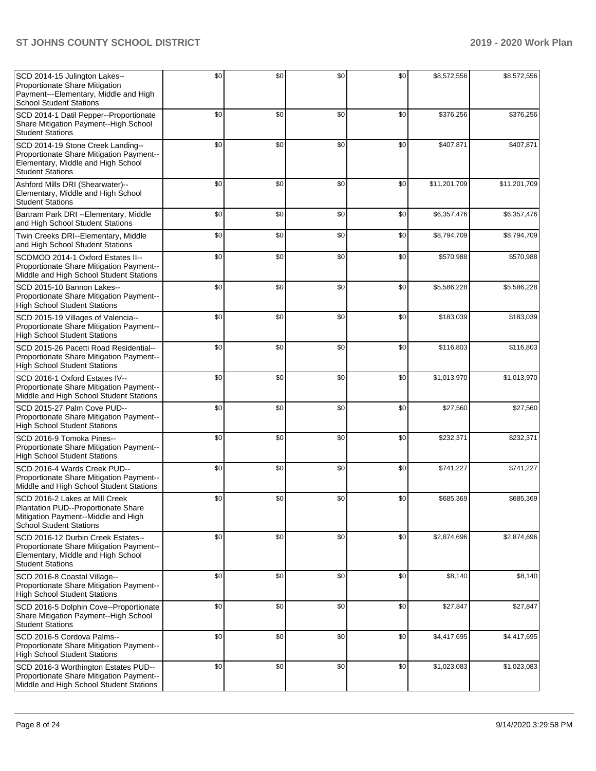| | | | | | | |
|---|---|---|---|---|---|---|
| SCD 2014-15 Julington Lakes--Proportionate Share Mitigation Payment---Elementary, Middle and High School Student Stations | $0 | $0 | $0 | $0 | $8,572,556 | $8,572,556 |
| SCD 2014-1 Datil Pepper--Proportionate Share Mitigation Payment--High School Student Stations | $0 | $0 | $0 | $0 | $376,256 | $376,256 |
| SCD 2014-19 Stone Creek Landing--Proportionate Share Mitigation Payment--Elementary, Middle and High School Student Stations | $0 | $0 | $0 | $0 | $407,871 | $407,871 |
| Ashford Mills DRI (Shearwater)--Elementary, Middle and High School Student Stations | $0 | $0 | $0 | $0 | $11,201,709 | $11,201,709 |
| Bartram Park DRI --Elementary, Middle and High School Student Stations | $0 | $0 | $0 | $0 | $6,357,476 | $6,357,476 |
| Twin Creeks DRI--Elementary, Middle and High School Student Stations | $0 | $0 | $0 | $0 | $8,794,709 | $8,794,709 |
| SCDMOD 2014-1 Oxford Estates II--Proportionate Share Mitigation Payment--Middle and High School Student Stations | $0 | $0 | $0 | $0 | $570,988 | $570,988 |
| SCD 2015-10 Bannon Lakes--Proportionate Share Mitigation Payment--High School Student Stations | $0 | $0 | $0 | $0 | $5,586,228 | $5,586,228 |
| SCD 2015-19 Villages of Valencia--Proportionate Share Mitigation Payment--High School Student Stations | $0 | $0 | $0 | $0 | $183,039 | $183,039 |
| SCD 2015-26 Pacetti Road Residential--Proportionate Share Mitigation Payment--High School Student Stations | $0 | $0 | $0 | $0 | $116,803 | $116,803 |
| SCD 2016-1 Oxford Estates IV--Proportionate Share Mitigation Payment--Middle and High School Student Stations | $0 | $0 | $0 | $0 | $1,013,970 | $1,013,970 |
| SCD 2015-27 Palm Cove PUD--Proportionate Share Mitigation Payment--High School Student Stations | $0 | $0 | $0 | $0 | $27,560 | $27,560 |
| SCD 2016-9 Tomoka Pines--Proportionate Share Mitigation Payment--High School Student Stations | $0 | $0 | $0 | $0 | $232,371 | $232,371 |
| SCD 2016-4 Wards Creek PUD--Proportionate Share Mitigation Payment--Middle and High School Student Stations | $0 | $0 | $0 | $0 | $741,227 | $741,227 |
| SCD 2016-2 Lakes at Mill Creek Plantation PUD--Proportionate Share Mitigation Payment--Middle and High School Student Stations | $0 | $0 | $0 | $0 | $685,369 | $685,369 |
| SCD 2016-12 Durbin Creek Estates--Proportionate Share Mitigation Payment--Elementary, Middle and High School Student Stations | $0 | $0 | $0 | $0 | $2,874,696 | $2,874,696 |
| SCD 2016-8 Coastal Village--Proportionate Share Mitigation Payment--High School Student Stations | $0 | $0 | $0 | $0 | $8,140 | $8,140 |
| SCD 2016-5 Dolphin Cove--Proportionate Share Mitigation Payment--High School Student Stations | $0 | $0 | $0 | $0 | $27,847 | $27,847 |
| SCD 2016-5 Cordova Palms--Proportionate Share Mitigation Payment--High School Student Stations | $0 | $0 | $0 | $0 | $4,417,695 | $4,417,695 |
| SCD 2016-3 Worthington Estates PUD--Proportionate Share Mitigation Payment--Middle and High School Student Stations | $0 | $0 | $0 | $0 | $1,023,083 | $1,023,083 |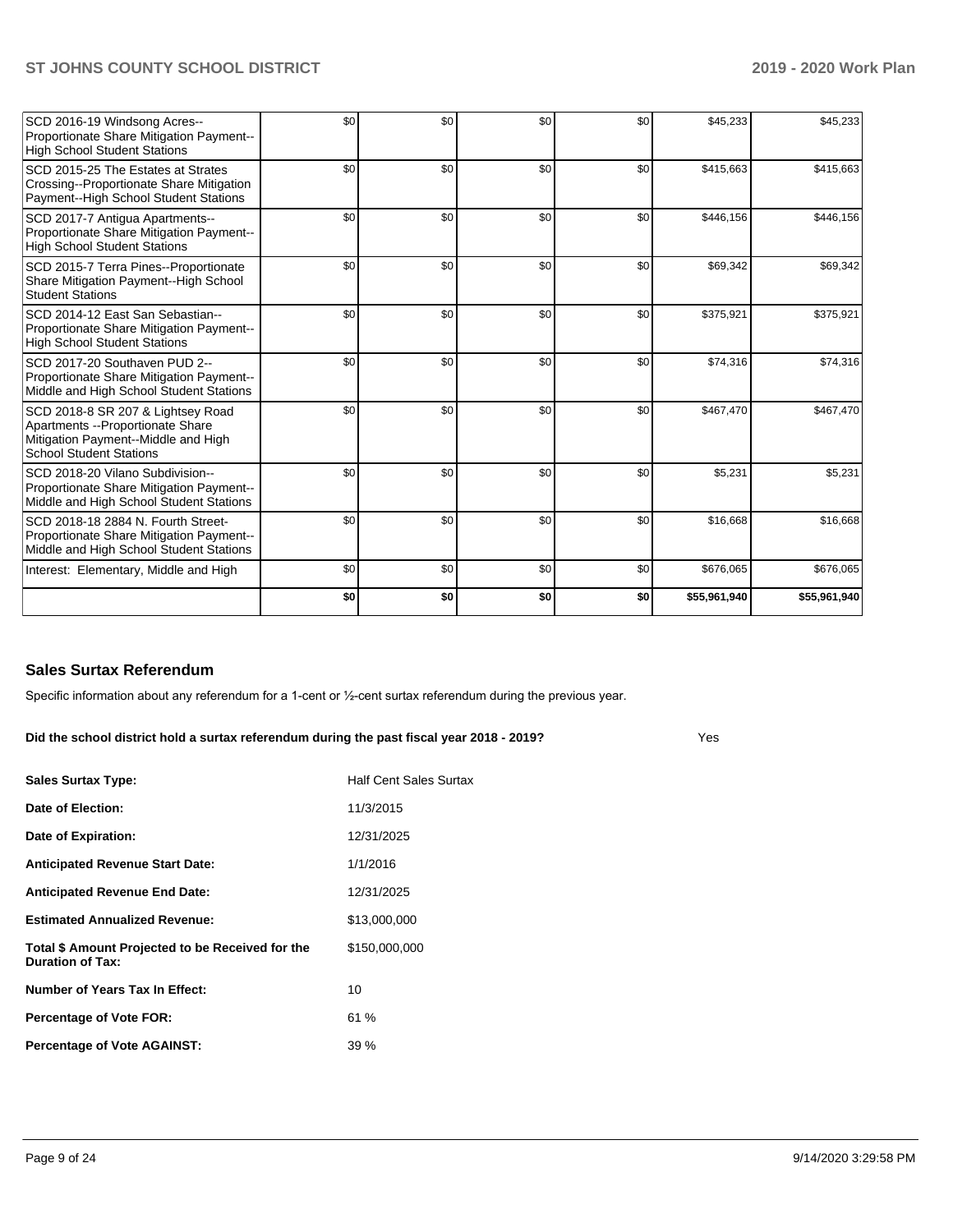| | | | | | | |
|---|---|---|---|---|---|---|
| SCD 2016-19 Windsong Acres--Proportionate Share Mitigation Payment--High School Student Stations | $0 | $0 | $0 | $0 | $45,233 | $45,233 |
| SCD 2015-25 The Estates at Strates Crossing--Proportionate Share Mitigation Payment--High School Student Stations | $0 | $0 | $0 | $0 | $415,663 | $415,663 |
| SCD 2017-7 Antigua Apartments--Proportionate Share Mitigation Payment--High School Student Stations | $0 | $0 | $0 | $0 | $446,156 | $446,156 |
| SCD 2015-7 Terra Pines--Proportionate Share Mitigation Payment--High School Student Stations | $0 | $0 | $0 | $0 | $69,342 | $69,342 |
| SCD 2014-12 East San Sebastian--Proportionate Share Mitigation Payment--High School Student Stations | $0 | $0 | $0 | $0 | $375,921 | $375,921 |
| SCD 2017-20 Southaven PUD 2--Proportionate Share Mitigation Payment--Middle and High School Student Stations | $0 | $0 | $0 | $0 | $74,316 | $74,316 |
| SCD 2018-8 SR 207 & Lightsey Road Apartments --Proportionate Share Mitigation Payment--Middle and High School Student Stations | $0 | $0 | $0 | $0 | $467,470 | $467,470 |
| SCD 2018-20 Vilano Subdivision--Proportionate Share Mitigation Payment--Middle and High School Student Stations | $0 | $0 | $0 | $0 | $5,231 | $5,231 |
| SCD 2018-18 2884 N. Fourth Street-Proportionate Share Mitigation Payment--Middle and High School Student Stations | $0 | $0 | $0 | $0 | $16,668 | $16,668 |
| Interest: Elementary, Middle and High | $0 | $0 | $0 | $0 | $676,065 | $676,065 |
| | **$0** | **$0** | **$0** | **$0** | **$55,961,940** | **$55,961,940** |

## Sales Surtax Referendum

Specific information about any referendum for a 1-cent or ½-cent surtax referendum during the previous year.

**Did the school district hold a surtax referendum during the past fiscal year 2018 - 2019?** Yes

| | |
|---|---|
| **Sales Surtax Type:** | Half Cent Sales Surtax |
| **Date of Election:** | 11/3/2015 |
| **Date of Expiration:** | 12/31/2025 |
| **Anticipated Revenue Start Date:** | 1/1/2016 |
| **Anticipated Revenue End Date:** | 12/31/2025 |
| **Estimated Annualized Revenue:** | $13,000,000 |
| **Total $ Amount Projected to be Received for the Duration of Tax:** | $150,000,000 |
| **Number of Years Tax In Effect:** | 10 |
| **Percentage of Vote FOR:** | 61 % |
| **Percentage of Vote AGAINST:** | 39 % |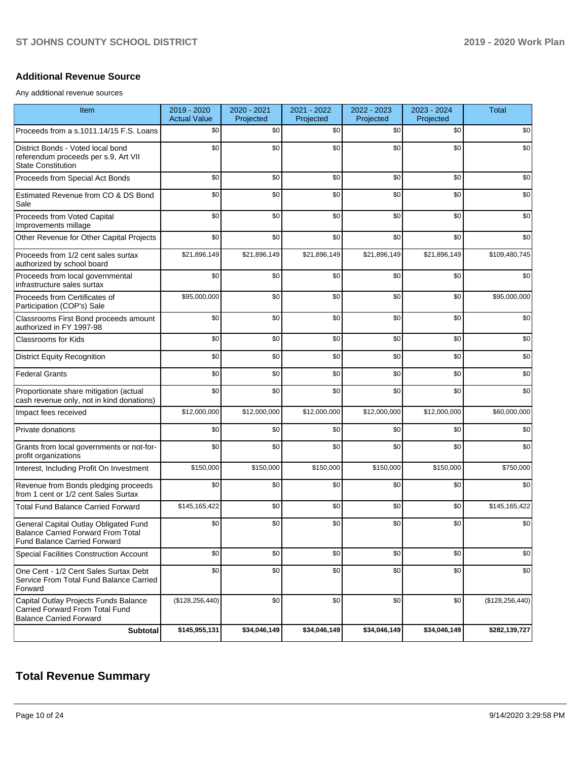## Additional Revenue Source

Any additional revenue sources

| Item | 2019 - 2020 Actual Value | 2020 - 2021 Projected | 2021 - 2022 Projected | 2022 - 2023 Projected | 2023 - 2024 Projected | Total |
|---|---|---|---|---|---|---|
| Proceeds from a s.1011.14/15 F.S. Loans | $0 | $0 | $0 | $0 | $0 | $0 |
| District Bonds - Voted local bond referendum proceeds per s.9, Art VII State Constitution | $0 | $0 | $0 | $0 | $0 | $0 |
| Proceeds from Special Act Bonds | $0 | $0 | $0 | $0 | $0 | $0 |
| Estimated Revenue from CO & DS Bond Sale | $0 | $0 | $0 | $0 | $0 | $0 |
| Proceeds from Voted Capital Improvements millage | $0 | $0 | $0 | $0 | $0 | $0 |
| Other Revenue for Other Capital Projects | $0 | $0 | $0 | $0 | $0 | $0 |
| Proceeds from 1/2 cent sales surtax authorized by school board | $21,896,149 | $21,896,149 | $21,896,149 | $21,896,149 | $21,896,149 | $109,480,745 |
| Proceeds from local governmental infrastructure sales surtax | $0 | $0 | $0 | $0 | $0 | $0 |
| Proceeds from Certificates of Participation (COP's) Sale | $95,000,000 | $0 | $0 | $0 | $0 | $95,000,000 |
| Classrooms First Bond proceeds amount authorized in FY 1997-98 | $0 | $0 | $0 | $0 | $0 | $0 |
| Classrooms for Kids | $0 | $0 | $0 | $0 | $0 | $0 |
| District Equity Recognition | $0 | $0 | $0 | $0 | $0 | $0 |
| Federal Grants | $0 | $0 | $0 | $0 | $0 | $0 |
| Proportionate share mitigation (actual cash revenue only, not in kind donations) | $0 | $0 | $0 | $0 | $0 | $0 |
| Impact fees received | $12,000,000 | $12,000,000 | $12,000,000 | $12,000,000 | $12,000,000 | $60,000,000 |
| Private donations | $0 | $0 | $0 | $0 | $0 | $0 |
| Grants from local governments or not-for-profit organizations | $0 | $0 | $0 | $0 | $0 | $0 |
| Interest, Including Profit On Investment | $150,000 | $150,000 | $150,000 | $150,000 | $150,000 | $750,000 |
| Revenue from Bonds pledging proceeds from 1 cent or 1/2 cent Sales Surtax | $0 | $0 | $0 | $0 | $0 | $0 |
| Total Fund Balance Carried Forward | $145,165,422 | $0 | $0 | $0 | $0 | $145,165,422 |
| General Capital Outlay Obligated Fund Balance Carried Forward From Total Fund Balance Carried Forward | $0 | $0 | $0 | $0 | $0 | $0 |
| Special Facilities Construction Account | $0 | $0 | $0 | $0 | $0 | $0 |
| One Cent - 1/2 Cent Sales Surtax Debt Service From Total Fund Balance Carried Forward | $0 | $0 | $0 | $0 | $0 | $0 |
| Capital Outlay Projects Funds Balance Carried Forward From Total Fund Balance Carried Forward | ($128,256,440) | $0 | $0 | $0 | $0 | ($128,256,440) |
| **Subtotal** | **$145,955,131** | **$34,046,149** | **$34,046,149** | **$34,046,149** | **$34,046,149** | **$282,139,727** |

# Total Revenue Summary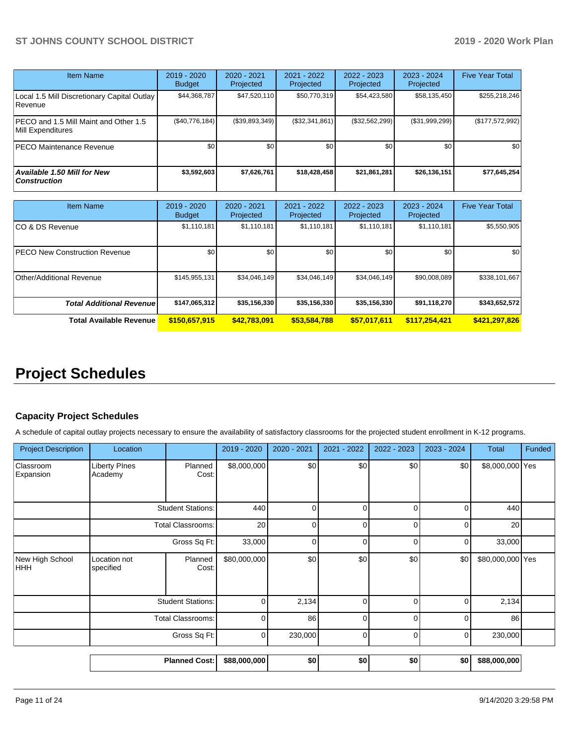| Item Name | 2019 - 2020 Budget | 2020 - 2021 Projected | 2021 - 2022 Projected | 2022 - 2023 Projected | 2023 - 2024 Projected | Five Year Total |
|---|---|---|---|---|---|---|
| Local 1.5 Mill Discretionary Capital Outlay Revenue | $44,368,787 | $47,520,110 | $50,770,319 | $54,423,580 | $58,135,450 | $255,218,246 |
| PECO and 1.5 Mill Maint and Other 1.5 Mill Expenditures | ($40,776,184) | ($39,893,349) | ($32,341,861) | ($32,562,299) | ($31,999,299) | ($177,572,992) |
| PECO Maintenance Revenue | $0 | $0 | $0 | $0 | $0 | $0 |
| ***Available 1.50 Mill for New Construction*** | **$3,592,603** | **$7,626,761** | **$18,428,458** | **$21,861,281** | **$26,136,151** | **$77,645,254** |

| Item Name | 2019 - 2020 Budget | 2020 - 2021 Projected | 2021 - 2022 Projected | 2022 - 2023 Projected | 2023 - 2024 Projected | Five Year Total |
|---|---|---|---|---|---|---|
| CO & DS Revenue | $1,110,181 | $1,110,181 | $1,110,181 | $1,110,181 | $1,110,181 | $5,550,905 |
| PECO New Construction Revenue | $0 | $0 | $0 | $0 | $0 | $0 |
| Other/Additional Revenue | $145,955,131 | $34,046,149 | $34,046,149 | $34,046,149 | $90,008,089 | $338,101,667 |
| ***Total Additional Revenue*** | **$147,065,312** | **$35,156,330** | **$35,156,330** | **$35,156,330** | **$91,118,270** | **$343,652,572** |
| **Total Available Revenue** | **$150,657,915** | **$42,783,091** | **$53,584,788** | **$57,017,611** | **$117,254,421** | **$421,297,826** |

# Project Schedules

### Capacity Project Schedules

A schedule of capital outlay projects necessary to ensure the availability of satisfactory classrooms for the projected student enrollment in K-12 programs.

| Project Description | Location | | 2019 - 2020 | 2020 - 2021 | 2021 - 2022 | 2022 - 2023 | 2023 - 2024 | Total | Funded |
|---|---|---|---|---|---|---|---|---|---|
| Classroom Expansion | Liberty PInes Academy | Planned Cost: | $8,000,000 | $0 | $0 | $0 | $0 | $8,000,000 | Yes |
| | | Student Stations: | 440 | 0 | 0 | 0 | 0 | 440 | |
| | | Total Classrooms: | 20 | 0 | 0 | 0 | 0 | 20 | |
| | | Gross Sq Ft: | 33,000 | 0 | 0 | 0 | 0 | 33,000 | |
| New High School HHH | Location not specified | Planned Cost: | $80,000,000 | $0 | $0 | $0 | $0 | $80,000,000 | Yes |
| | | Student Stations: | 0 | 2,134 | 0 | 0 | 0 | 2,134 | |
| | | Total Classrooms: | 0 | 86 | 0 | 0 | 0 | 86 | |
| | | Gross Sq Ft: | 0 | 230,000 | 0 | 0 | 0 | 230,000 | |
| | | **Planned Cost:** | **$88,000,000** | **$0** | **$0** | **$0** | **$0** | **$88,000,000** | |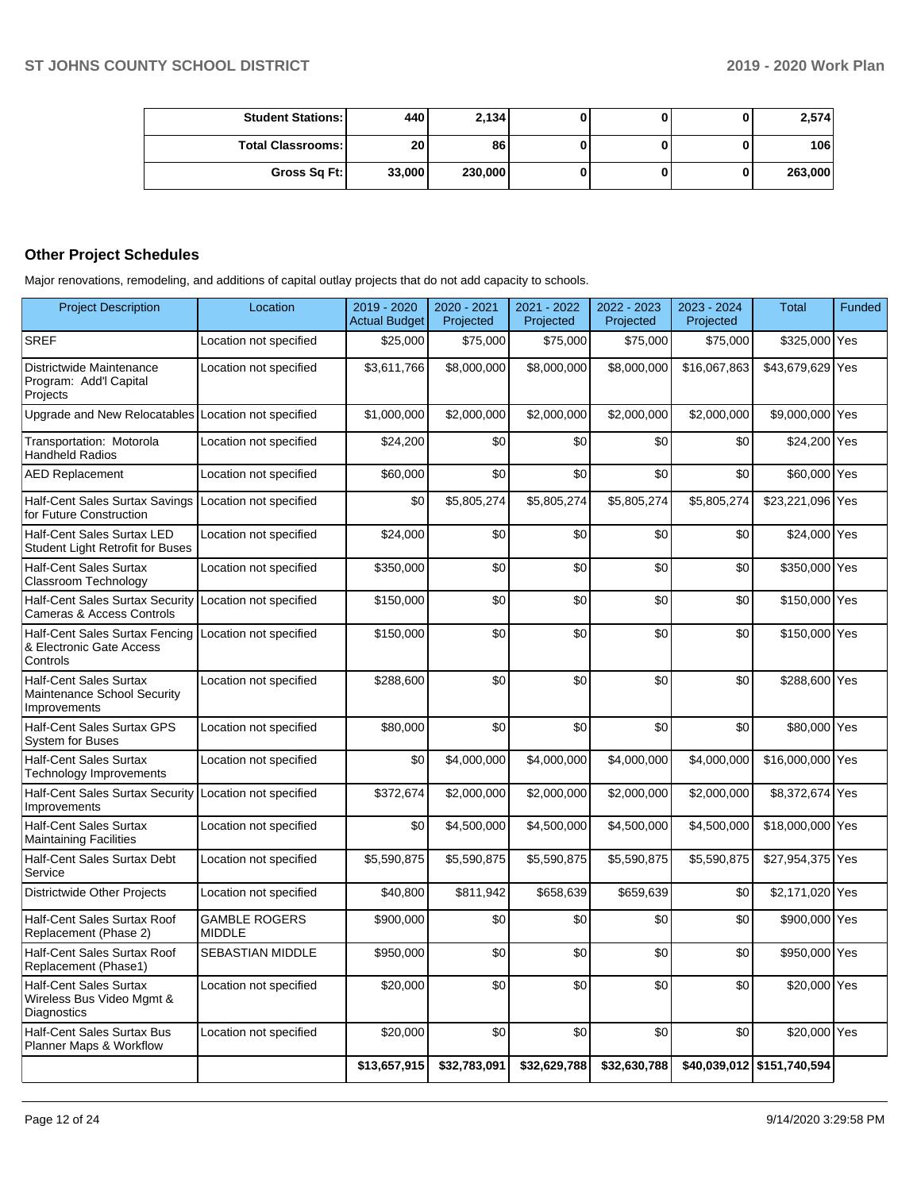| | | | | | | |
|---|---|---|---|---|---|---|
| **Student Stations:** | 440 | 2,134 | 0 | 0 | 0 | 2,574 |
| **Total Classrooms:** | 20 | 86 | 0 | 0 | 0 | 106 |
| **Gross Sq Ft:** | 33,000 | 230,000 | 0 | 0 | 0 | 263,000 |

## Other Project Schedules

Major renovations, remodeling, and additions of capital outlay projects that do not add capacity to schools.

| Project Description | Location | 2019 - 2020 Actual Budget | 2020 - 2021 Projected | 2021 - 2022 Projected | 2022 - 2023 Projected | 2023 - 2024 Projected | Total | Funded |
|---|---|---|---|---|---|---|---|---|
| SREF | Location not specified | $25,000 | $75,000 | $75,000 | $75,000 | $75,000 | $325,000 | Yes |
| Districtwide Maintenance Program: Add'l Capital Projects | Location not specified | $3,611,766 | $8,000,000 | $8,000,000 | $8,000,000 | $16,067,863 | $43,679,629 | Yes |
| Upgrade and New Relocatables | Location not specified | $1,000,000 | $2,000,000 | $2,000,000 | $2,000,000 | $2,000,000 | $9,000,000 | Yes |
| Transportation: Motorola Handheld Radios | Location not specified | $24,200 | $0 | $0 | $0 | $0 | $24,200 | Yes |
| AED Replacement | Location not specified | $60,000 | $0 | $0 | $0 | $0 | $60,000 | Yes |
| Half-Cent Sales Surtax Savings for Future Construction | Location not specified | $0 | $5,805,274 | $5,805,274 | $5,805,274 | $5,805,274 | $23,221,096 | Yes |
| Half-Cent Sales Surtax LED Student Light Retrofit for Buses | Location not specified | $24,000 | $0 | $0 | $0 | $0 | $24,000 | Yes |
| Half-Cent Sales Surtax Classroom Technology | Location not specified | $350,000 | $0 | $0 | $0 | $0 | $350,000 | Yes |
| Half-Cent Sales Surtax Security Cameras & Access Controls | Location not specified | $150,000 | $0 | $0 | $0 | $0 | $150,000 | Yes |
| Half-Cent Sales Surtax Fencing & Electronic Gate Access Controls | Location not specified | $150,000 | $0 | $0 | $0 | $0 | $150,000 | Yes |
| Half-Cent Sales Surtax Maintenance School Security Improvements | Location not specified | $288,600 | $0 | $0 | $0 | $0 | $288,600 | Yes |
| Half-Cent Sales Surtax GPS System for Buses | Location not specified | $80,000 | $0 | $0 | $0 | $0 | $80,000 | Yes |
| Half-Cent Sales Surtax Technology Improvements | Location not specified | $0 | $4,000,000 | $4,000,000 | $4,000,000 | $4,000,000 | $16,000,000 | Yes |
| Half-Cent Sales Surtax Security Improvements | Location not specified | $372,674 | $2,000,000 | $2,000,000 | $2,000,000 | $2,000,000 | $8,372,674 | Yes |
| Half-Cent Sales Surtax Maintaining Facilities | Location not specified | $0 | $4,500,000 | $4,500,000 | $4,500,000 | $4,500,000 | $18,000,000 | Yes |
| Half-Cent Sales Surtax Debt Service | Location not specified | $5,590,875 | $5,590,875 | $5,590,875 | $5,590,875 | $5,590,875 | $27,954,375 | Yes |
| Districtwide Other Projects | Location not specified | $40,800 | $811,942 | $658,639 | $659,639 | $0 | $2,171,020 | Yes |
| Half-Cent Sales Surtax Roof Replacement (Phase 2) | GAMBLE ROGERS MIDDLE | $900,000 | $0 | $0 | $0 | $0 | $900,000 | Yes |
| Half-Cent Sales Surtax Roof Replacement (Phase1) | SEBASTIAN MIDDLE | $950,000 | $0 | $0 | $0 | $0 | $950,000 | Yes |
| Half-Cent Sales Surtax Wireless Bus Video Mgmt & Diagnostics | Location not specified | $20,000 | $0 | $0 | $0 | $0 | $20,000 | Yes |
| Half-Cent Sales Surtax Bus Planner Maps & Workflow | Location not specified | $20,000 | $0 | $0 | $0 | $0 | $20,000 | Yes |
| | | **$13,657,915** | **$32,783,091** | **$32,629,788** | **$32,630,788** | **$40,039,012** | **$151,740,594** | |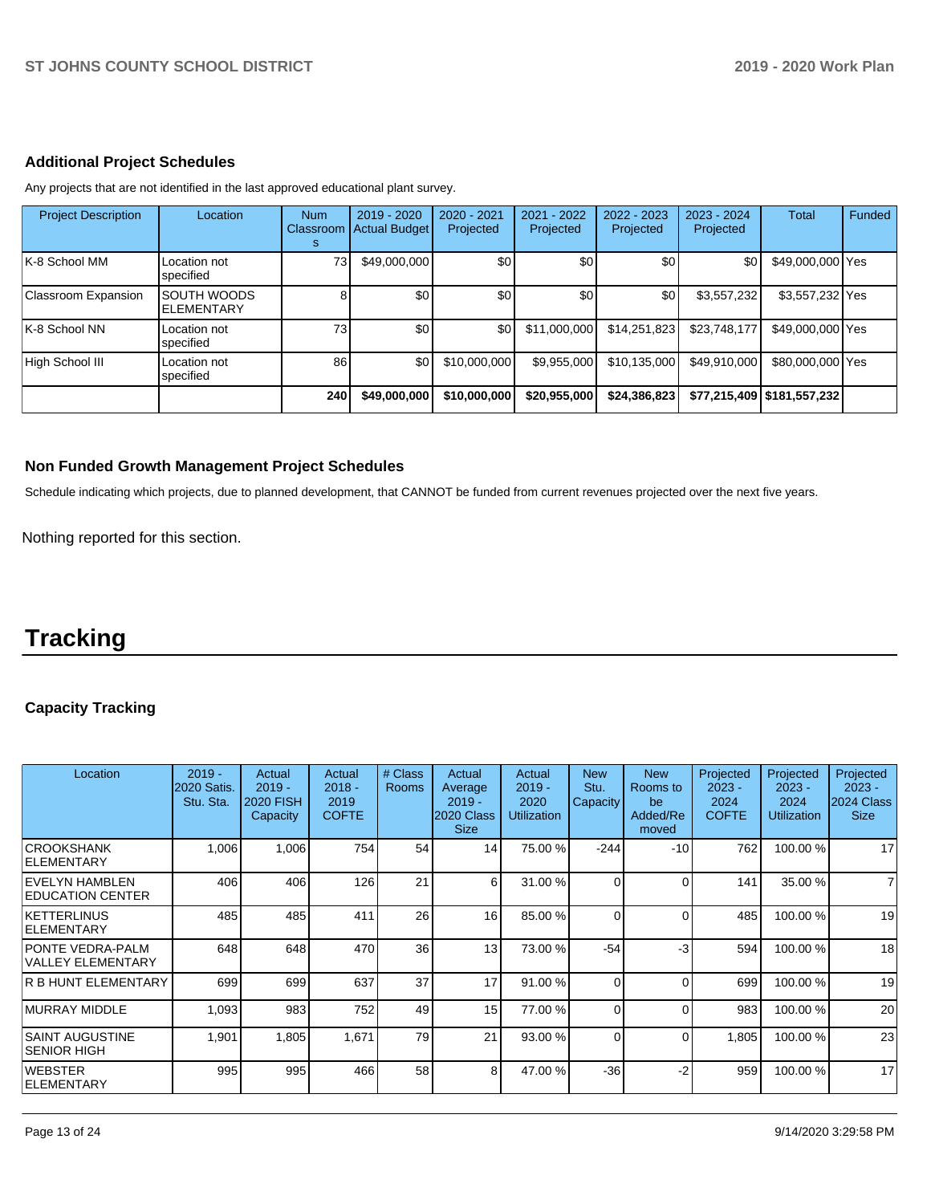### Additional Project Schedules

Any projects that are not identified in the last approved educational plant survey.

| Project Description | Location | Num Classrooms | 2019 - 2020 Actual Budget | 2020 - 2021 Projected | 2021 - 2022 Projected | 2022 - 2023 Projected | 2023 - 2024 Projected | Total | Funded |
|---|---|---|---|---|---|---|---|---|---|
| K-8 School MM | Location not specified | 73 | $49,000,000 | $0 | $0 | $0 | $0 | $49,000,000 | Yes |
| Classroom Expansion | SOUTH WOODS ELEMENTARY | 8 | $0 | $0 | $0 | $0 | $3,557,232 | $3,557,232 | Yes |
| K-8 School NN | Location not specified | 73 | $0 | $0 | $11,000,000 | $14,251,823 | $23,748,177 | $49,000,000 | Yes |
| High School III | Location not specified | 86 | $0 | $10,000,000 | $9,955,000 | $10,135,000 | $49,910,000 | $80,000,000 | Yes |
| | | **240** | **$49,000,000** | **$10,000,000** | **$20,955,000** | **$24,386,823** | **$77,215,409** | **$181,557,232** | |

### Non Funded Growth Management Project Schedules

Schedule indicating which projects, due to planned development, that CANNOT be funded from current revenues projected over the next five years.

Nothing reported for this section.

# Tracking

### Capacity Tracking

| Location | 2019 - 2020 Satis. Stu. Sta. | Actual 2019 - 2020 FISH Capacity | Actual 2018 - 2019 COFTE | # Class Rooms | Actual Average 2019 - 2020 Class Size | Actual 2019 - 2020 Utilization | New Stu. Capacity | New Rooms to be Added/Removed | Projected 2023 - 2024 COFTE | Projected 2023 - 2024 Utilization | Projected 2023 - 2024 Class Size |
|---|---|---|---|---|---|---|---|---|---|---|---|
| CROOKSHANK ELEMENTARY | 1,006 | 1,006 | 754 | 54 | 14 | 75.00 % | -244 | -10 | 762 | 100.00 % | 17 |
| EVELYN HAMBLEN EDUCATION CENTER | 406 | 406 | 126 | 21 | 6 | 31.00 % | 0 | 0 | 141 | 35.00 % | 7 |
| KETTERLINUS ELEMENTARY | 485 | 485 | 411 | 26 | 16 | 85.00 % | 0 | 0 | 485 | 100.00 % | 19 |
| PONTE VEDRA-PALM VALLEY ELEMENTARY | 648 | 648 | 470 | 36 | 13 | 73.00 % | -54 | -3 | 594 | 100.00 % | 18 |
| R B HUNT ELEMENTARY | 699 | 699 | 637 | 37 | 17 | 91.00 % | 0 | 0 | 699 | 100.00 % | 19 |
| MURRAY MIDDLE | 1,093 | 983 | 752 | 49 | 15 | 77.00 % | 0 | 0 | 983 | 100.00 % | 20 |
| SAINT AUGUSTINE SENIOR HIGH | 1,901 | 1,805 | 1,671 | 79 | 21 | 93.00 % | 0 | 0 | 1,805 | 100.00 % | 23 |
| WEBSTER ELEMENTARY | 995 | 995 | 466 | 58 | 8 | 47.00 % | -36 | -2 | 959 | 100.00 % | 17 |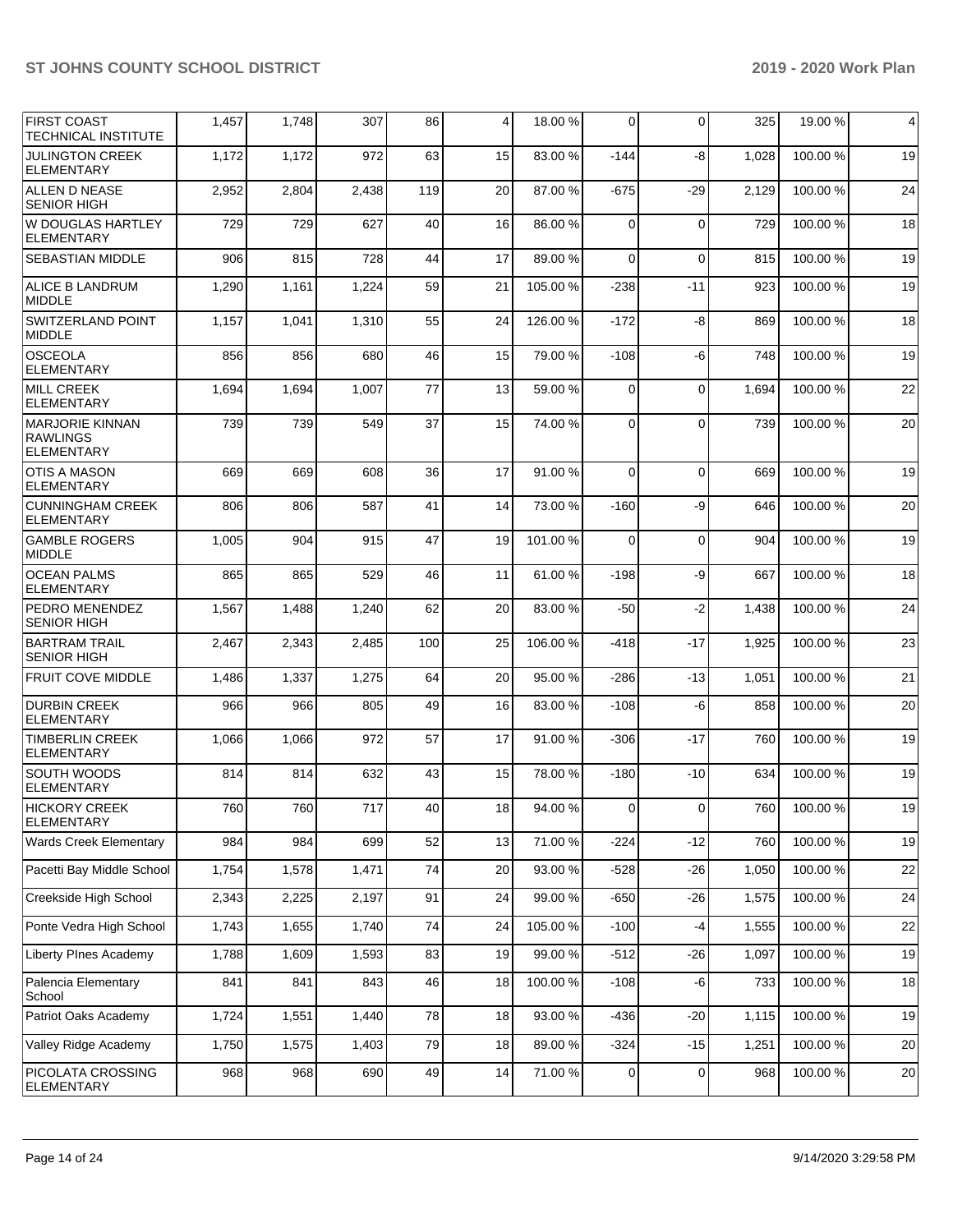| | | | | | | | | | | | |
|---|---|---|---|---|---|---|---|---|---|---|---|
| FIRST COAST TECHNICAL INSTITUTE | 1,457 | 1,748 | 307 | 86 | 4 | 18.00 % | 0 | 0 | 325 | 19.00 % | 4 |
| JULINGTON CREEK ELEMENTARY | 1,172 | 1,172 | 972 | 63 | 15 | 83.00 % | -144 | -8 | 1,028 | 100.00 % | 19 |
| ALLEN D NEASE SENIOR HIGH | 2,952 | 2,804 | 2,438 | 119 | 20 | 87.00 % | -675 | -29 | 2,129 | 100.00 % | 24 |
| W DOUGLAS HARTLEY ELEMENTARY | 729 | 729 | 627 | 40 | 16 | 86.00 % | 0 | 0 | 729 | 100.00 % | 18 |
| SEBASTIAN MIDDLE | 906 | 815 | 728 | 44 | 17 | 89.00 % | 0 | 0 | 815 | 100.00 % | 19 |
| ALICE B LANDRUM MIDDLE | 1,290 | 1,161 | 1,224 | 59 | 21 | 105.00 % | -238 | -11 | 923 | 100.00 % | 19 |
| SWITZERLAND POINT MIDDLE | 1,157 | 1,041 | 1,310 | 55 | 24 | 126.00 % | -172 | -8 | 869 | 100.00 % | 18 |
| OSCEOLA ELEMENTARY | 856 | 856 | 680 | 46 | 15 | 79.00 % | -108 | -6 | 748 | 100.00 % | 19 |
| MILL CREEK ELEMENTARY | 1,694 | 1,694 | 1,007 | 77 | 13 | 59.00 % | 0 | 0 | 1,694 | 100.00 % | 22 |
| MARJORIE KINNAN RAWLINGS ELEMENTARY | 739 | 739 | 549 | 37 | 15 | 74.00 % | 0 | 0 | 739 | 100.00 % | 20 |
| OTIS A MASON ELEMENTARY | 669 | 669 | 608 | 36 | 17 | 91.00 % | 0 | 0 | 669 | 100.00 % | 19 |
| CUNNINGHAM CREEK ELEMENTARY | 806 | 806 | 587 | 41 | 14 | 73.00 % | -160 | -9 | 646 | 100.00 % | 20 |
| GAMBLE ROGERS MIDDLE | 1,005 | 904 | 915 | 47 | 19 | 101.00 % | 0 | 0 | 904 | 100.00 % | 19 |
| OCEAN PALMS ELEMENTARY | 865 | 865 | 529 | 46 | 11 | 61.00 % | -198 | -9 | 667 | 100.00 % | 18 |
| PEDRO MENENDEZ SENIOR HIGH | 1,567 | 1,488 | 1,240 | 62 | 20 | 83.00 % | -50 | -2 | 1,438 | 100.00 % | 24 |
| BARTRAM TRAIL SENIOR HIGH | 2,467 | 2,343 | 2,485 | 100 | 25 | 106.00 % | -418 | -17 | 1,925 | 100.00 % | 23 |
| FRUIT COVE MIDDLE | 1,486 | 1,337 | 1,275 | 64 | 20 | 95.00 % | -286 | -13 | 1,051 | 100.00 % | 21 |
| DURBIN CREEK ELEMENTARY | 966 | 966 | 805 | 49 | 16 | 83.00 % | -108 | -6 | 858 | 100.00 % | 20 |
| TIMBERLIN CREEK ELEMENTARY | 1,066 | 1,066 | 972 | 57 | 17 | 91.00 % | -306 | -17 | 760 | 100.00 % | 19 |
| SOUTH WOODS ELEMENTARY | 814 | 814 | 632 | 43 | 15 | 78.00 % | -180 | -10 | 634 | 100.00 % | 19 |
| HICKORY CREEK ELEMENTARY | 760 | 760 | 717 | 40 | 18 | 94.00 % | 0 | 0 | 760 | 100.00 % | 19 |
| Wards Creek Elementary | 984 | 984 | 699 | 52 | 13 | 71.00 % | -224 | -12 | 760 | 100.00 % | 19 |
| Pacetti Bay Middle School | 1,754 | 1,578 | 1,471 | 74 | 20 | 93.00 % | -528 | -26 | 1,050 | 100.00 % | 22 |
| Creekside High School | 2,343 | 2,225 | 2,197 | 91 | 24 | 99.00 % | -650 | -26 | 1,575 | 100.00 % | 24 |
| Ponte Vedra High School | 1,743 | 1,655 | 1,740 | 74 | 24 | 105.00 % | -100 | -4 | 1,555 | 100.00 % | 22 |
| Liberty PInes Academy | 1,788 | 1,609 | 1,593 | 83 | 19 | 99.00 % | -512 | -26 | 1,097 | 100.00 % | 19 |
| Palencia Elementary School | 841 | 841 | 843 | 46 | 18 | 100.00 % | -108 | -6 | 733 | 100.00 % | 18 |
| Patriot Oaks Academy | 1,724 | 1,551 | 1,440 | 78 | 18 | 93.00 % | -436 | -20 | 1,115 | 100.00 % | 19 |
| Valley Ridge Academy | 1,750 | 1,575 | 1,403 | 79 | 18 | 89.00 % | -324 | -15 | 1,251 | 100.00 % | 20 |
| PICOLATA CROSSING ELEMENTARY | 968 | 968 | 690 | 49 | 14 | 71.00 % | 0 | 0 | 968 | 100.00 % | 20 |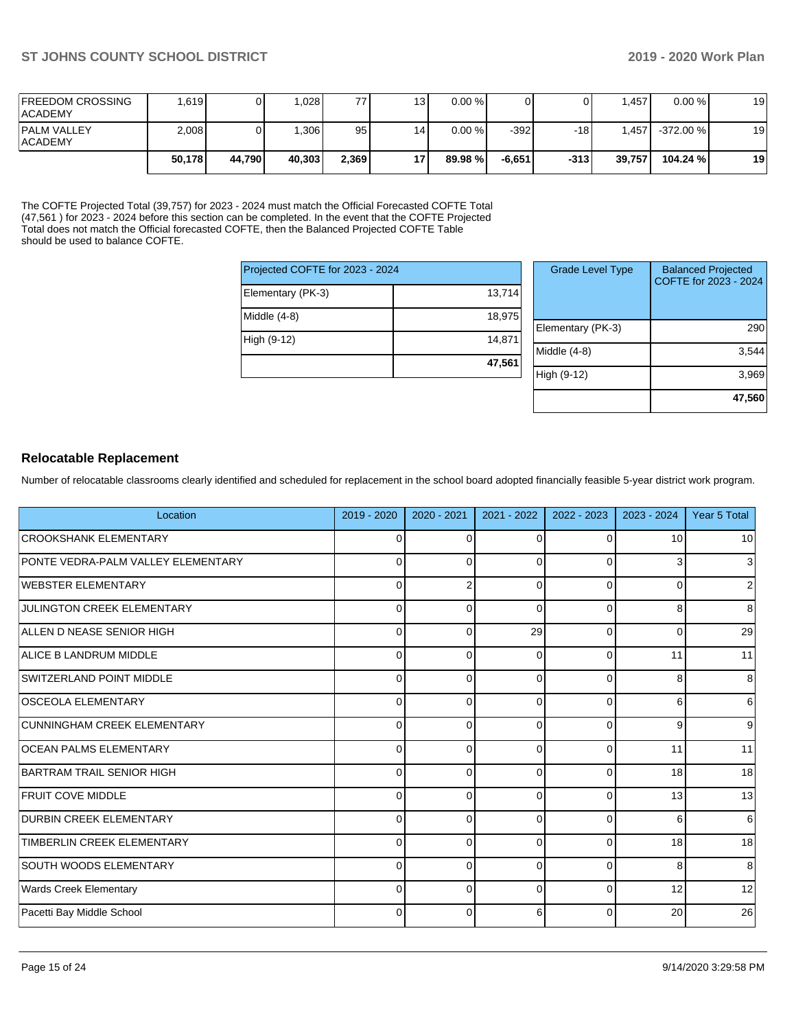| FREEDOM CROSSING ACADEMY | 1,619 | 0 | 1,028 | 77 | 13 | 0.00 % | 0 | 0 | 1,457 | 0.00 % | 19 |
|---|---|---|---|---|---|---|---|---|---|---|---|
| PALM VALLEY ACADEMY | 2,008 | 0 | 1,306 | 95 | 14 | 0.00 % | -392 | -18 | 1,457 | -372.00 % | 19 |
| | **50,178** | **44,790** | **40,303** | **2,369** | **17** | **89.98 %** | **-6,651** | **-313** | **39,757** | **104.24 %** | **19** |

The COFTE Projected Total (39,757) for 2023 - 2024 must match the Official Forecasted COFTE Total (47,561 ) for 2023 - 2024 before this section can be completed. In the event that the COFTE Projected Total does not match the Official forecasted COFTE, then the Balanced Projected COFTE Table should be used to balance COFTE.

| Projected COFTE for 2023 - 2024 | |
|---|---|
| Elementary (PK-3) | 13,714 |
| Middle (4-8) | 18,975 |
| High (9-12) | 14,871 |
| | **47,561** |

| Grade Level Type | Balanced Projected COFTE for 2023 - 2024 |
|---|---|
| Elementary (PK-3) | 290 |
| Middle (4-8) | 3,544 |
| High (9-12) | 3,969 |
| | **47,560** |

### Relocatable Replacement

Number of relocatable classrooms clearly identified and scheduled for replacement in the school board adopted financially feasible 5-year district work program.

| Location | 2019 - 2020 | 2020 - 2021 | 2021 - 2022 | 2022 - 2023 | 2023 - 2024 | Year 5 Total |
|---|---|---|---|---|---|---|
| CROOKSHANK ELEMENTARY | 0 | 0 | 0 | 0 | 10 | 10 |
| PONTE VEDRA-PALM VALLEY ELEMENTARY | 0 | 0 | 0 | 0 | 3 | 3 |
| WEBSTER ELEMENTARY | 0 | 2 | 0 | 0 | 0 | 2 |
| JULINGTON CREEK ELEMENTARY | 0 | 0 | 0 | 0 | 8 | 8 |
| ALLEN D NEASE SENIOR HIGH | 0 | 0 | 29 | 0 | 0 | 29 |
| ALICE B LANDRUM MIDDLE | 0 | 0 | 0 | 0 | 11 | 11 |
| SWITZERLAND POINT MIDDLE | 0 | 0 | 0 | 0 | 8 | 8 |
| OSCEOLA ELEMENTARY | 0 | 0 | 0 | 0 | 6 | 6 |
| CUNNINGHAM CREEK ELEMENTARY | 0 | 0 | 0 | 0 | 9 | 9 |
| OCEAN PALMS ELEMENTARY | 0 | 0 | 0 | 0 | 11 | 11 |
| BARTRAM TRAIL SENIOR HIGH | 0 | 0 | 0 | 0 | 18 | 18 |
| FRUIT COVE MIDDLE | 0 | 0 | 0 | 0 | 13 | 13 |
| DURBIN CREEK ELEMENTARY | 0 | 0 | 0 | 0 | 6 | 6 |
| TIMBERLIN CREEK ELEMENTARY | 0 | 0 | 0 | 0 | 18 | 18 |
| SOUTH WOODS ELEMENTARY | 0 | 0 | 0 | 0 | 8 | 8 |
| Wards Creek Elementary | 0 | 0 | 0 | 0 | 12 | 12 |
| Pacetti Bay Middle School | 0 | 0 | 6 | 0 | 20 | 26 |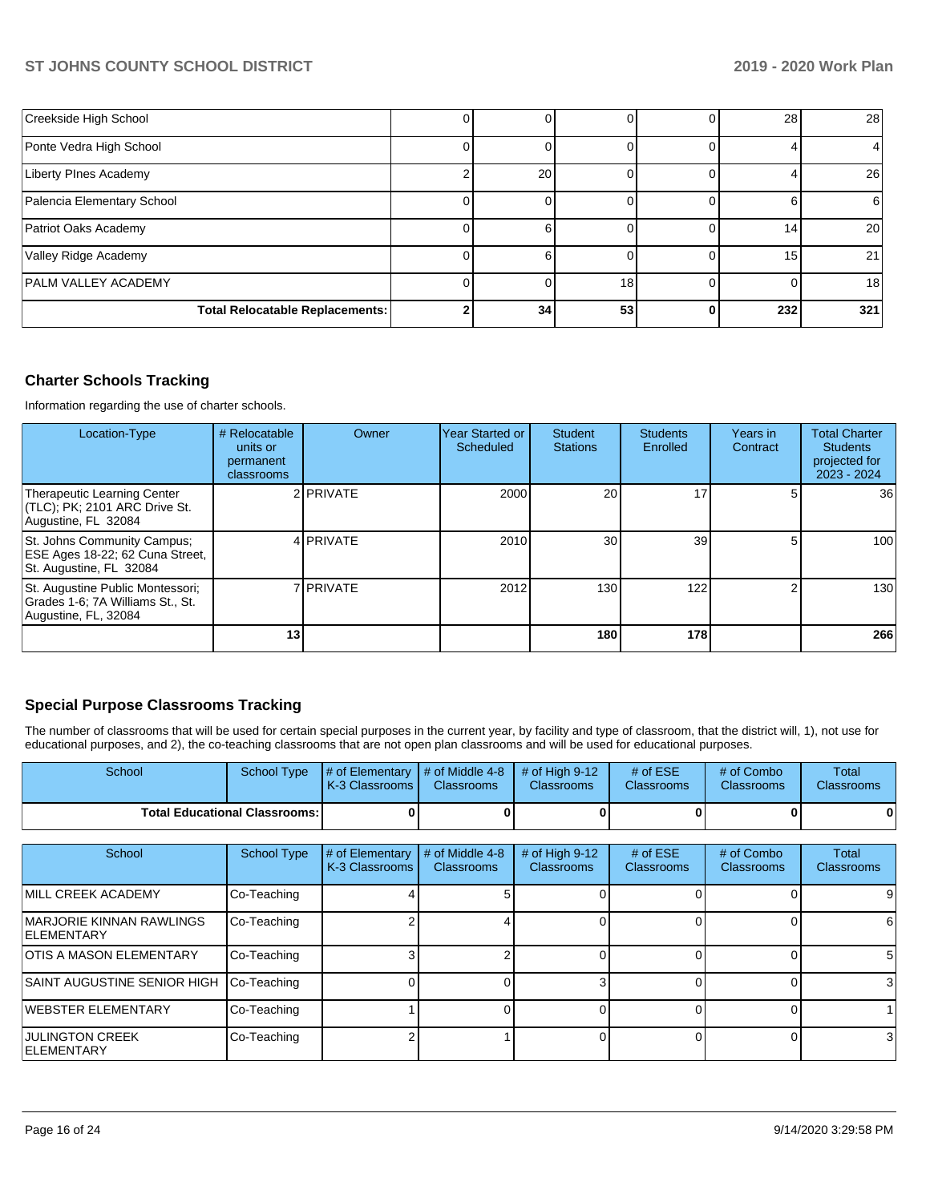| | | | | | | |
|---|---|---|---|---|---|---|
| Creekside High School | 0 | 0 | 0 | 0 | 28 | 28 |
| Ponte Vedra High School | 0 | 0 | 0 | 0 | 4 | 4 |
| Liberty PInes Academy | 2 | 20 | 0 | 0 | 4 | 26 |
| Palencia Elementary School | 0 | 0 | 0 | 0 | 6 | 6 |
| Patriot Oaks Academy | 0 | 6 | 0 | 0 | 14 | 20 |
| Valley Ridge Academy | 0 | 6 | 0 | 0 | 15 | 21 |
| PALM VALLEY ACADEMY | 0 | 0 | 18 | 0 | 0 | 18 |
| **Total Relocatable Replacements:** | **2** | **34** | **53** | **0** | **232** | **321** |

## Charter Schools Tracking

Information regarding the use of charter schools.

| Location-Type | # Relocatable units or permanent classrooms | Owner | Year Started or Scheduled | Student Stations | Students Enrolled | Years in Contract | Total Charter Students projected for 2023 - 2024 |
|---|---|---|---|---|---|---|---|
| Therapeutic Learning Center (TLC); PK; 2101 ARC Drive St. Augustine, FL 32084 | 2 | PRIVATE | 2000 | 20 | 17 | 5 | 36 |
| St. Johns Community Campus; ESE Ages 18-22; 62 Cuna Street, St. Augustine, FL 32084 | 4 | PRIVATE | 2010 | 30 | 39 | 5 | 100 |
| St. Augustine Public Montessori; Grades 1-6; 7A Williams St., St. Augustine, FL, 32084 | 7 | PRIVATE | 2012 | 130 | 122 | 2 | 130 |
| | **13** | | | **180** | **178** | | **266** |

## Special Purpose Classrooms Tracking

The number of classrooms that will be used for certain special purposes in the current year, by facility and type of classroom, that the district will, 1), not use for educational purposes, and 2), the co-teaching classrooms that are not open plan classrooms and will be used for educational purposes.

| School | School Type | # of Elementary K-3 Classrooms | # of Middle 4-8 Classrooms | # of High 9-12 Classrooms | # of ESE Classrooms | # of Combo Classrooms | Total Classrooms |
|---|---|---|---|---|---|---|---|
| **Total Educational Classrooms:** | | **0** | **0** | **0** | **0** | **0** | **0** |

| School | School Type | # of Elementary K-3 Classrooms | # of Middle 4-8 Classrooms | # of High 9-12 Classrooms | # of ESE Classrooms | # of Combo Classrooms | Total Classrooms |
|---|---|---|---|---|---|---|---|
| MILL CREEK ACADEMY | Co-Teaching | 4 | 5 | 0 | 0 | 0 | 9 |
| MARJORIE KINNAN RAWLINGS ELEMENTARY | Co-Teaching | 2 | 4 | 0 | 0 | 0 | 6 |
| OTIS A MASON ELEMENTARY | Co-Teaching | 3 | 2 | 0 | 0 | 0 | 5 |
| SAINT AUGUSTINE SENIOR HIGH | Co-Teaching | 0 | 0 | 3 | 0 | 0 | 3 |
| WEBSTER ELEMENTARY | Co-Teaching | 1 | 0 | 0 | 0 | 0 | 1 |
| JULINGTON CREEK ELEMENTARY | Co-Teaching | 2 | 1 | 0 | 0 | 0 | 3 |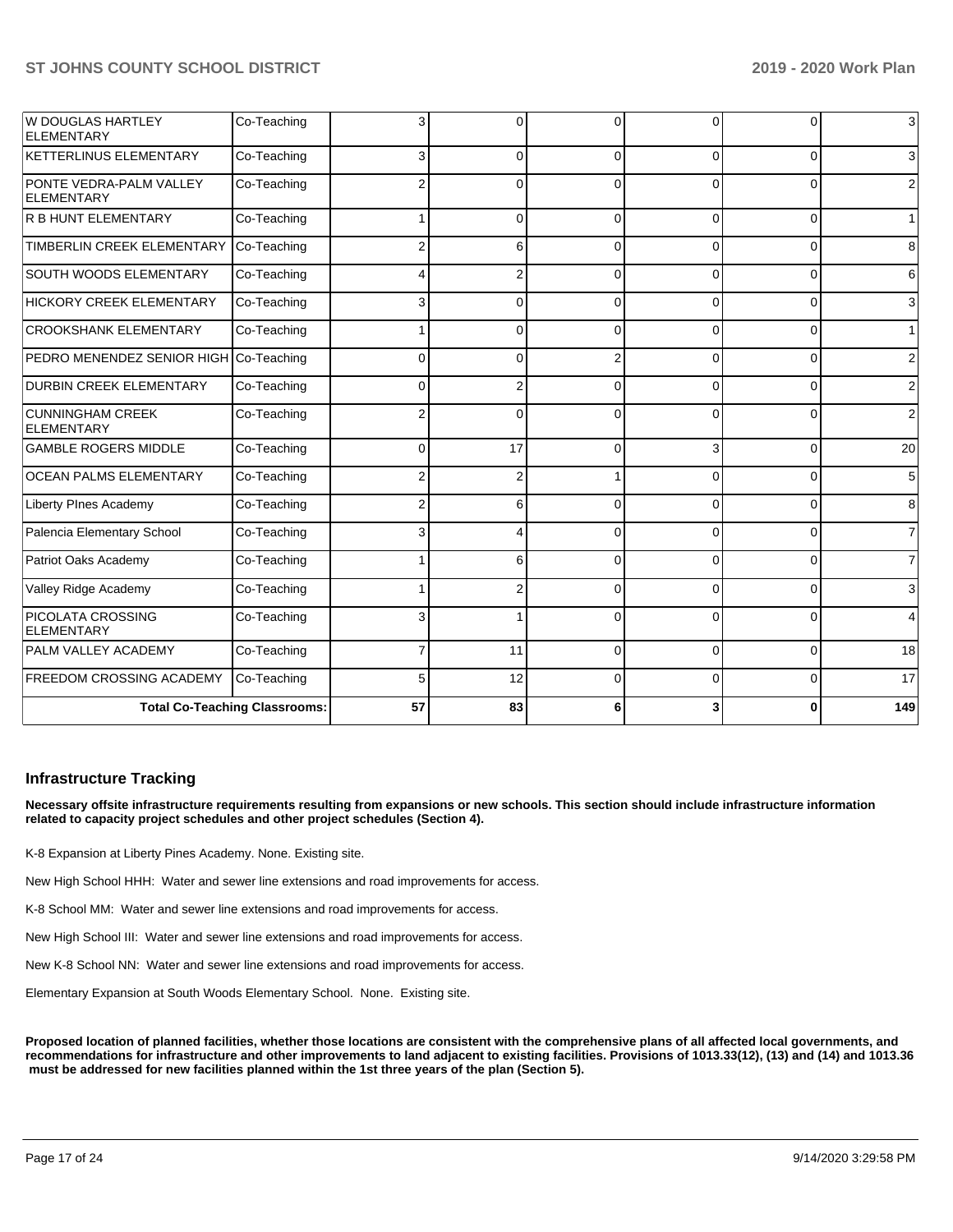| W DOUGLAS HARTLEY ELEMENTARY | Co-Teaching | 3 | 0 | 0 | 0 | 0 | 3 |
|---|---|---|---|---|---|---|---|
| KETTERLINUS ELEMENTARY | Co-Teaching | 3 | 0 | 0 | 0 | 0 | 3 |
| PONTE VEDRA-PALM VALLEY ELEMENTARY | Co-Teaching | 2 | 0 | 0 | 0 | 0 | 2 |
| R B HUNT ELEMENTARY | Co-Teaching | 1 | 0 | 0 | 0 | 0 | 1 |
| TIMBERLIN CREEK ELEMENTARY | Co-Teaching | 2 | 6 | 0 | 0 | 0 | 8 |
| SOUTH WOODS ELEMENTARY | Co-Teaching | 4 | 2 | 0 | 0 | 0 | 6 |
| HICKORY CREEK ELEMENTARY | Co-Teaching | 3 | 0 | 0 | 0 | 0 | 3 |
| CROOKSHANK ELEMENTARY | Co-Teaching | 1 | 0 | 0 | 0 | 0 | 1 |
| PEDRO MENENDEZ SENIOR HIGH | Co-Teaching | 0 | 0 | 2 | 0 | 0 | 2 |
| DURBIN CREEK ELEMENTARY | Co-Teaching | 0 | 2 | 0 | 0 | 0 | 2 |
| CUNNINGHAM CREEK ELEMENTARY | Co-Teaching | 2 | 0 | 0 | 0 | 0 | 2 |
| GAMBLE ROGERS MIDDLE | Co-Teaching | 0 | 17 | 0 | 3 | 0 | 20 |
| OCEAN PALMS ELEMENTARY | Co-Teaching | 2 | 2 | 1 | 0 | 0 | 5 |
| Liberty PInes Academy | Co-Teaching | 2 | 6 | 0 | 0 | 0 | 8 |
| Palencia Elementary School | Co-Teaching | 3 | 4 | 0 | 0 | 0 | 7 |
| Patriot Oaks Academy | Co-Teaching | 1 | 6 | 0 | 0 | 0 | 7 |
| Valley Ridge Academy | Co-Teaching | 1 | 2 | 0 | 0 | 0 | 3 |
| PICOLATA CROSSING ELEMENTARY | Co-Teaching | 3 | 1 | 0 | 0 | 0 | 4 |
| PALM VALLEY ACADEMY | Co-Teaching | 7 | 11 | 0 | 0 | 0 | 18 |
| FREEDOM CROSSING ACADEMY | Co-Teaching | 5 | 12 | 0 | 0 | 0 | 17 |
| **Total Co-Teaching Classrooms:** | | **57** | **83** | **6** | **3** | **0** | **149** |

## Infrastructure Tracking

**Necessary offsite infrastructure requirements resulting from expansions or new schools. This section should include infrastructure information related to capacity project schedules and other project schedules (Section 4).**

K-8 Expansion at Liberty Pines Academy. None. Existing site.

New High School HHH: Water and sewer line extensions and road improvements for access.

K-8 School MM: Water and sewer line extensions and road improvements for access.

New High School III: Water and sewer line extensions and road improvements for access.

New K-8 School NN: Water and sewer line extensions and road improvements for access.

Elementary Expansion at South Woods Elementary School. None. Existing site.

**Proposed location of planned facilities, whether those locations are consistent with the comprehensive plans of all affected local governments, and recommendations for infrastructure and other improvements to land adjacent to existing facilities. Provisions of 1013.33(12), (13) and (14) and 1013.36 must be addressed for new facilities planned within the 1st three years of the plan (Section 5).**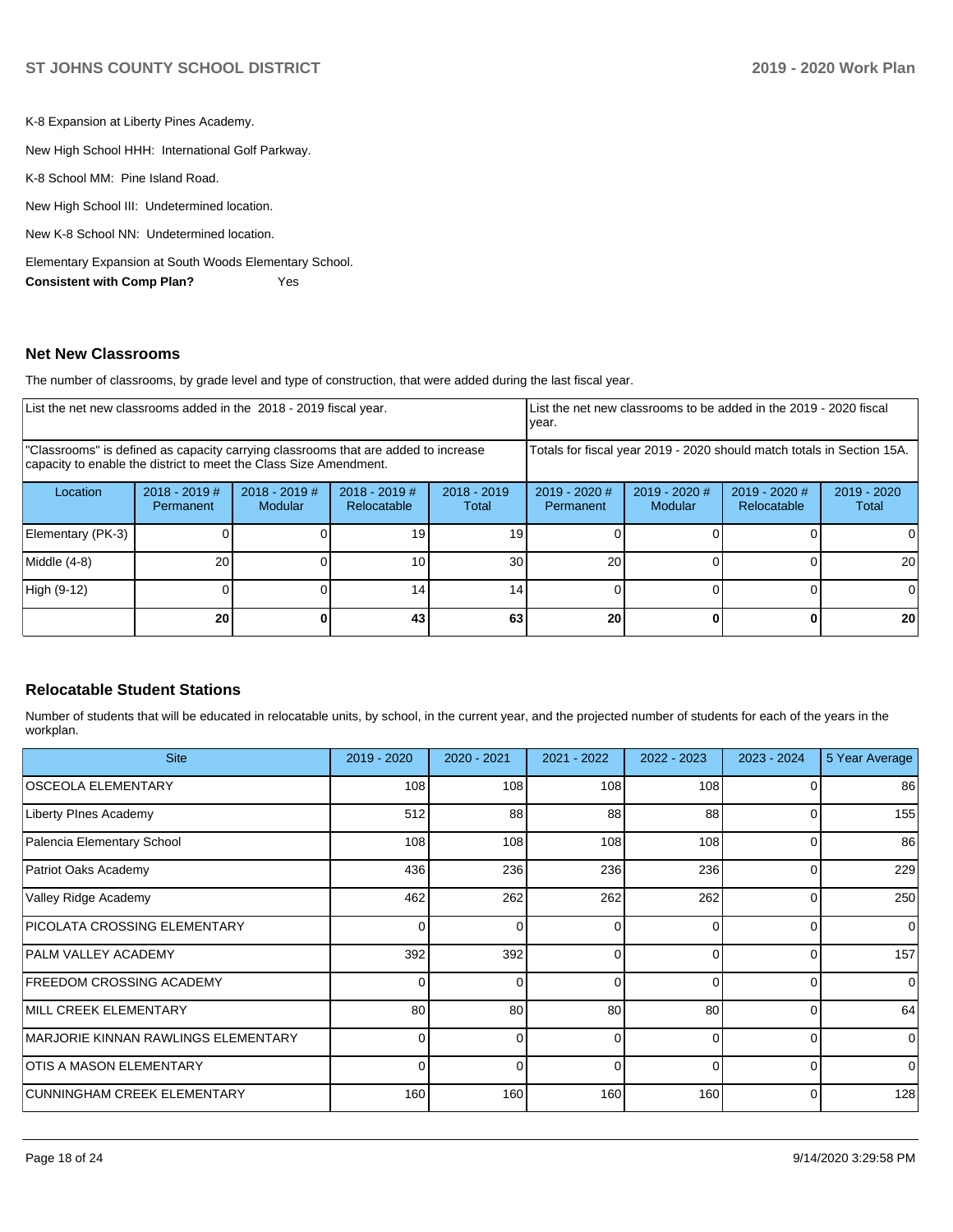K-8 Expansion at Liberty Pines Academy.

New High School HHH: International Golf Parkway.

K-8 School MM: Pine Island Road.

New High School III: Undetermined location.

New K-8 School NN: Undetermined location.

Elementary Expansion at South Woods Elementary School.

**Consistent with Comp Plan?** Yes

## Net New Classrooms

The number of classrooms, by grade level and type of construction, that were added during the last fiscal year.

| List the net new classrooms added in the 2018 - 2019 fiscal year. | | | | | List the net new classrooms to be added in the 2019 - 2020 fiscal year. | | | |
|---|---|---|---|---|---|---|---|---|
| "Classrooms" is defined as capacity carrying classrooms that are added to increase capacity to enable the district to meet the Class Size Amendment. | | | | | Totals for fiscal year 2019 - 2020 should match totals in Section 15A. | | | |
| Location | 2018 - 2019 # Permanent | 2018 - 2019 # Modular | 2018 - 2019 # Relocatable | 2018 - 2019 Total | 2019 - 2020 # Permanent | 2019 - 2020 # Modular | 2019 - 2020 # Relocatable | 2019 - 2020 Total |
| Elementary (PK-3) | 0 | 0 | 19 | 19 | 0 | 0 | 0 | 0 |
| Middle (4-8) | 20 | 0 | 10 | 30 | 20 | 0 | 0 | 20 |
| High (9-12) | 0 | 0 | 14 | 14 | 0 | 0 | 0 | 0 |
| | **20** | **0** | **43** | **63** | **20** | **0** | **0** | **20** |

## Relocatable Student Stations

Number of students that will be educated in relocatable units, by school, in the current year, and the projected number of students for each of the years in the workplan.

| Site | 2019 - 2020 | 2020 - 2021 | 2021 - 2022 | 2022 - 2023 | 2023 - 2024 | 5 Year Average |
|---|---|---|---|---|---|---|
| OSCEOLA ELEMENTARY | 108 | 108 | 108 | 108 | 0 | 86 |
| Liberty PInes Academy | 512 | 88 | 88 | 88 | 0 | 155 |
| Palencia Elementary School | 108 | 108 | 108 | 108 | 0 | 86 |
| Patriot Oaks Academy | 436 | 236 | 236 | 236 | 0 | 229 |
| Valley Ridge Academy | 462 | 262 | 262 | 262 | 0 | 250 |
| PICOLATA CROSSING ELEMENTARY | 0 | 0 | 0 | 0 | 0 | 0 |
| PALM VALLEY ACADEMY | 392 | 392 | 0 | 0 | 0 | 157 |
| FREEDOM CROSSING ACADEMY | 0 | 0 | 0 | 0 | 0 | 0 |
| MILL CREEK ELEMENTARY | 80 | 80 | 80 | 80 | 0 | 64 |
| MARJORIE KINNAN RAWLINGS ELEMENTARY | 0 | 0 | 0 | 0 | 0 | 0 |
| OTIS A MASON ELEMENTARY | 0 | 0 | 0 | 0 | 0 | 0 |
| CUNNINGHAM CREEK ELEMENTARY | 160 | 160 | 160 | 160 | 0 | 128 |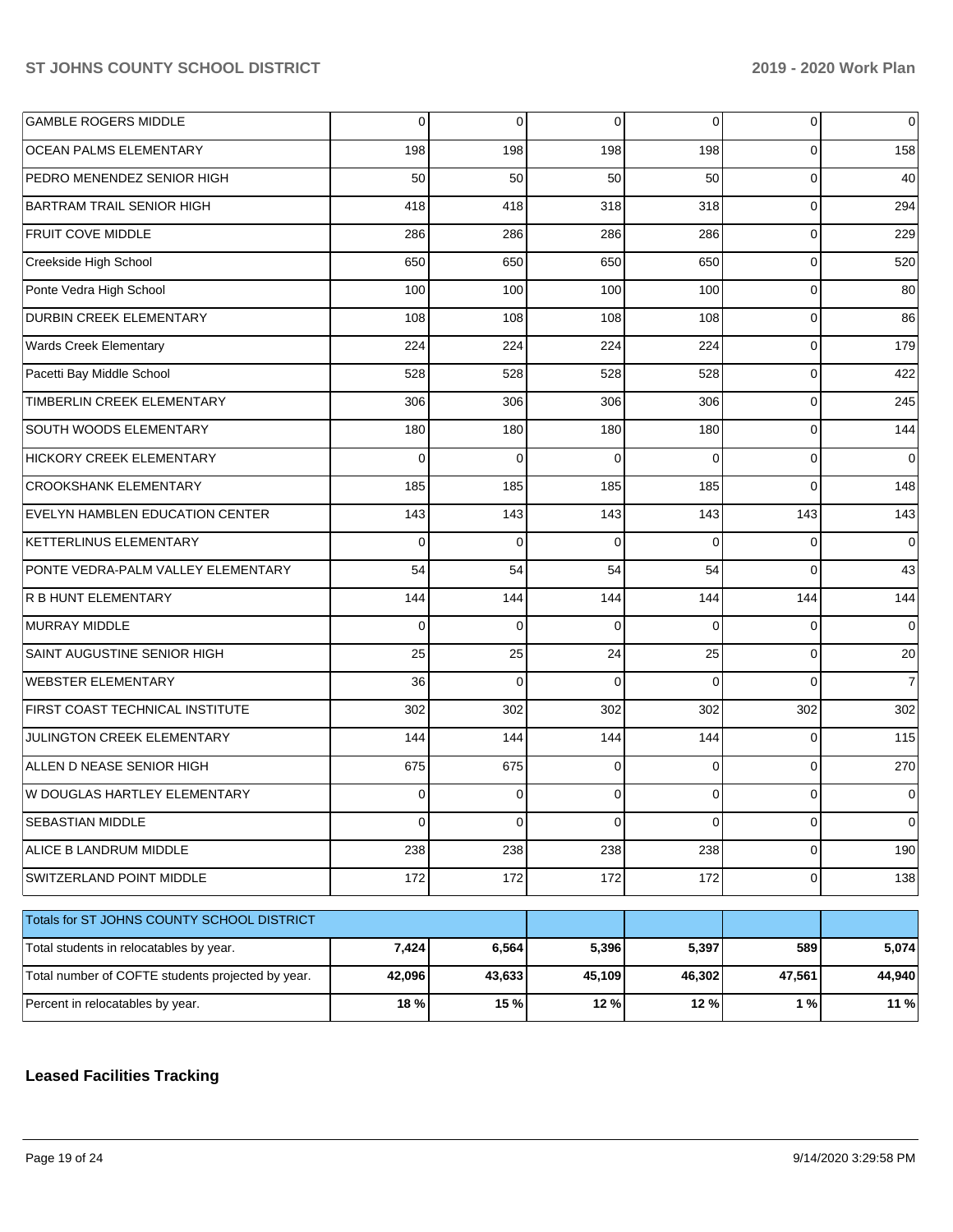| | | | | | | |
|---|---|---|---|---|---|---|
| GAMBLE ROGERS MIDDLE | 0 | 0 | 0 | 0 | 0 | 0 |
| OCEAN PALMS ELEMENTARY | 198 | 198 | 198 | 198 | 0 | 158 |
| PEDRO MENENDEZ SENIOR HIGH | 50 | 50 | 50 | 50 | 0 | 40 |
| BARTRAM TRAIL SENIOR HIGH | 418 | 418 | 318 | 318 | 0 | 294 |
| FRUIT COVE MIDDLE | 286 | 286 | 286 | 286 | 0 | 229 |
| Creekside High School | 650 | 650 | 650 | 650 | 0 | 520 |
| Ponte Vedra High School | 100 | 100 | 100 | 100 | 0 | 80 |
| DURBIN CREEK ELEMENTARY | 108 | 108 | 108 | 108 | 0 | 86 |
| Wards Creek Elementary | 224 | 224 | 224 | 224 | 0 | 179 |
| Pacetti Bay Middle School | 528 | 528 | 528 | 528 | 0 | 422 |
| TIMBERLIN CREEK ELEMENTARY | 306 | 306 | 306 | 306 | 0 | 245 |
| SOUTH WOODS ELEMENTARY | 180 | 180 | 180 | 180 | 0 | 144 |
| HICKORY CREEK ELEMENTARY | 0 | 0 | 0 | 0 | 0 | 0 |
| CROOKSHANK ELEMENTARY | 185 | 185 | 185 | 185 | 0 | 148 |
| EVELYN HAMBLEN EDUCATION CENTER | 143 | 143 | 143 | 143 | 143 | 143 |
| KETTERLINUS ELEMENTARY | 0 | 0 | 0 | 0 | 0 | 0 |
| PONTE VEDRA-PALM VALLEY ELEMENTARY | 54 | 54 | 54 | 54 | 0 | 43 |
| R B HUNT ELEMENTARY | 144 | 144 | 144 | 144 | 144 | 144 |
| MURRAY MIDDLE | 0 | 0 | 0 | 0 | 0 | 0 |
| SAINT AUGUSTINE SENIOR HIGH | 25 | 25 | 24 | 25 | 0 | 20 |
| WEBSTER ELEMENTARY | 36 | 0 | 0 | 0 | 0 | 7 |
| FIRST COAST TECHNICAL INSTITUTE | 302 | 302 | 302 | 302 | 302 | 302 |
| JULINGTON CREEK ELEMENTARY | 144 | 144 | 144 | 144 | 0 | 115 |
| ALLEN D NEASE SENIOR HIGH | 675 | 675 | 0 | 0 | 0 | 270 |
| W DOUGLAS HARTLEY ELEMENTARY | 0 | 0 | 0 | 0 | 0 | 0 |
| SEBASTIAN MIDDLE | 0 | 0 | 0 | 0 | 0 | 0 |
| ALICE B LANDRUM MIDDLE | 238 | 238 | 238 | 238 | 0 | 190 |
| SWITZERLAND POINT MIDDLE | 172 | 172 | 172 | 172 | 0 | 138 |

| Totals for ST JOHNS COUNTY SCHOOL DISTRICT | | | | | | |
|---|---|---|---|---|---|---|
| Total students in relocatables by year. | **7,424** | **6,564** | **5,396** | **5,397** | **589** | **5,074** |
| Total number of COFTE students projected by year. | **42,096** | **43,633** | **45,109** | **46,302** | **47,561** | **44,940** |
| Percent in relocatables by year. | **18 %** | **15 %** | **12 %** | **12 %** | **1 %** | **11 %** |

## Leased Facilities Tracking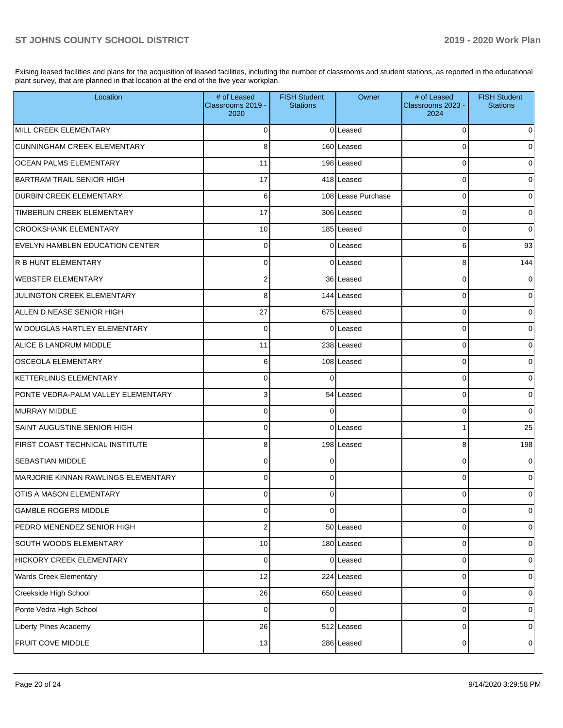Exising leased facilities and plans for the acquisition of leased facilities, including the number of classrooms and student stations, as reported in the educational plant survey, that are planned in that location at the end of the five year workplan.

| Location | # of Leased Classrooms 2019 - 2020 | FISH Student Stations | Owner | # of Leased Classrooms 2023 - 2024 | FISH Student Stations |
|---|---|---|---|---|---|
| MILL CREEK ELEMENTARY | 0 | 0 | Leased | 0 | 0 |
| CUNNINGHAM CREEK ELEMENTARY | 8 | 160 | Leased | 0 | 0 |
| OCEAN PALMS ELEMENTARY | 11 | 198 | Leased | 0 | 0 |
| BARTRAM TRAIL SENIOR HIGH | 17 | 418 | Leased | 0 | 0 |
| DURBIN CREEK ELEMENTARY | 6 | 108 | Lease Purchase | 0 | 0 |
| TIMBERLIN CREEK ELEMENTARY | 17 | 306 | Leased | 0 | 0 |
| CROOKSHANK ELEMENTARY | 10 | 185 | Leased | 0 | 0 |
| EVELYN HAMBLEN EDUCATION CENTER | 0 | 0 | Leased | 6 | 93 |
| R B HUNT ELEMENTARY | 0 | 0 | Leased | 8 | 144 |
| WEBSTER ELEMENTARY | 2 | 36 | Leased | 0 | 0 |
| JULINGTON CREEK ELEMENTARY | 8 | 144 | Leased | 0 | 0 |
| ALLEN D NEASE SENIOR HIGH | 27 | 675 | Leased | 0 | 0 |
| W DOUGLAS HARTLEY ELEMENTARY | 0 | 0 | Leased | 0 | 0 |
| ALICE B LANDRUM MIDDLE | 11 | 238 | Leased | 0 | 0 |
| OSCEOLA ELEMENTARY | 6 | 108 | Leased | 0 | 0 |
| KETTERLINUS ELEMENTARY | 0 | 0 | | 0 | 0 |
| PONTE VEDRA-PALM VALLEY ELEMENTARY | 3 | 54 | Leased | 0 | 0 |
| MURRAY MIDDLE | 0 | 0 | | 0 | 0 |
| SAINT AUGUSTINE SENIOR HIGH | 0 | 0 | Leased | 1 | 25 |
| FIRST COAST TECHNICAL INSTITUTE | 8 | 198 | Leased | 8 | 198 |
| SEBASTIAN MIDDLE | 0 | 0 | | 0 | 0 |
| MARJORIE KINNAN RAWLINGS ELEMENTARY | 0 | 0 | | 0 | 0 |
| OTIS A MASON ELEMENTARY | 0 | 0 | | 0 | 0 |
| GAMBLE ROGERS MIDDLE | 0 | 0 | | 0 | 0 |
| PEDRO MENENDEZ SENIOR HIGH | 2 | 50 | Leased | 0 | 0 |
| SOUTH WOODS ELEMENTARY | 10 | 180 | Leased | 0 | 0 |
| HICKORY CREEK ELEMENTARY | 0 | 0 | Leased | 0 | 0 |
| Wards Creek Elementary | 12 | 224 | Leased | 0 | 0 |
| Creekside High School | 26 | 650 | Leased | 0 | 0 |
| Ponte Vedra High School | 0 | 0 | | 0 | 0 |
| Liberty PInes Academy | 26 | 512 | Leased | 0 | 0 |
| FRUIT COVE MIDDLE | 13 | 286 | Leased | 0 | 0 |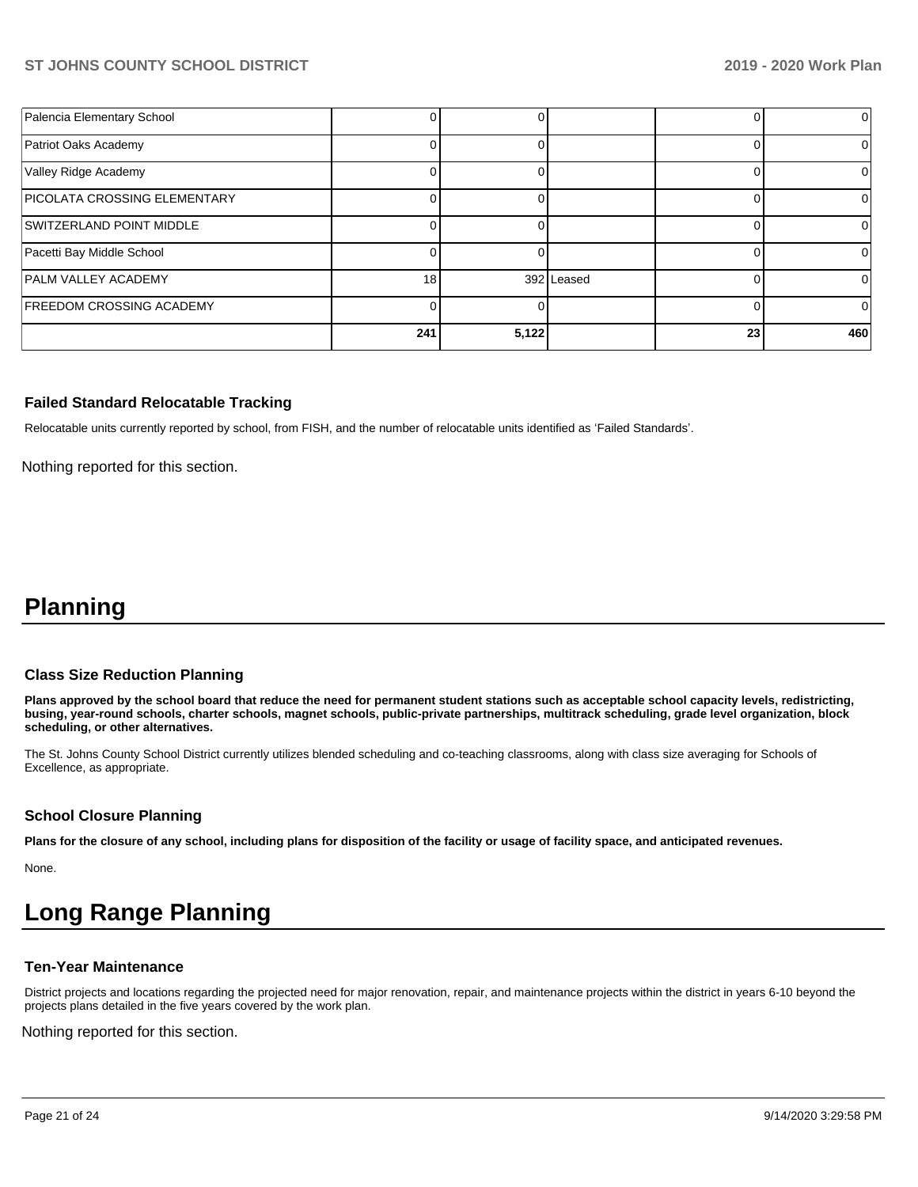| | | | | | |
|---|---|---|---|---|---|
| Palencia Elementary School | 0 | 0 | | 0 | 0 |
| Patriot Oaks Academy | 0 | 0 | | 0 | 0 |
| Valley Ridge Academy | 0 | 0 | | 0 | 0 |
| PICOLATA CROSSING ELEMENTARY | 0 | 0 | | 0 | 0 |
| SWITZERLAND POINT MIDDLE | 0 | 0 | | 0 | 0 |
| Pacetti Bay Middle School | 0 | 0 | | 0 | 0 |
| PALM VALLEY ACADEMY | 18 | 392 | Leased | 0 | 0 |
| FREEDOM CROSSING ACADEMY | 0 | 0 | | 0 | 0 |
| | **241** | **5,122** | | **23** | **460** |

### Failed Standard Relocatable Tracking

Relocatable units currently reported by school, from FISH, and the number of relocatable units identified as 'Failed Standards'.

Nothing reported for this section.

# Planning

### Class Size Reduction Planning

**Plans approved by the school board that reduce the need for permanent student stations such as acceptable school capacity levels, redistricting, busing, year-round schools, charter schools, magnet schools, public-private partnerships, multitrack scheduling, grade level organization, block scheduling, or other alternatives.**

The St. Johns County School District currently utilizes blended scheduling and co-teaching classrooms, along with class size averaging for Schools of Excellence, as appropriate.

### School Closure Planning

**Plans for the closure of any school, including plans for disposition of the facility or usage of facility space, and anticipated revenues.**

None.

# Long Range Planning

### Ten-Year Maintenance

District projects and locations regarding the projected need for major renovation, repair, and maintenance projects within the district in years 6-10 beyond the projects plans detailed in the five years covered by the work plan.

Nothing reported for this section.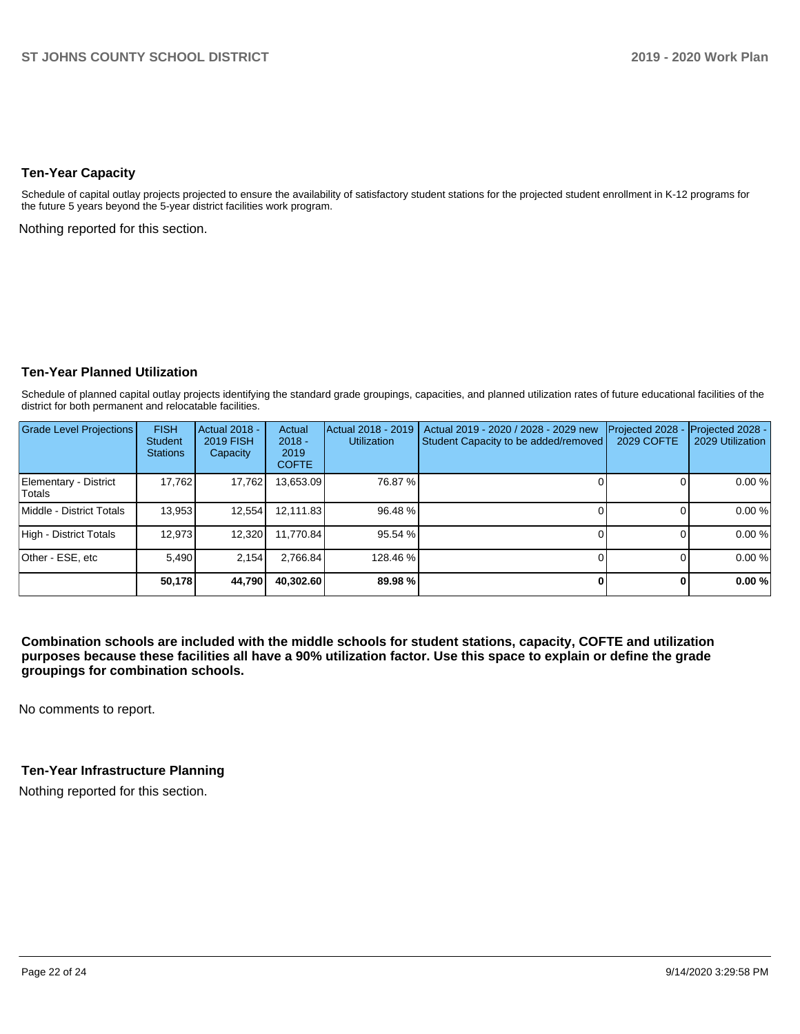## Ten-Year Capacity

Schedule of capital outlay projects projected to ensure the availability of satisfactory student stations for the projected student enrollment in K-12 programs for the future 5 years beyond the 5-year district facilities work program.

Nothing reported for this section.

## Ten-Year Planned Utilization

Schedule of planned capital outlay projects identifying the standard grade groupings, capacities, and planned utilization rates of future educational facilities of the district for both permanent and relocatable facilities.

| Grade Level Projections | FISH Student Stations | Actual 2018 - 2019 FISH Capacity | Actual 2018 - 2019 COFTE | Actual 2018 - 2019 Utilization | Actual 2019 - 2020 / 2028 - 2029 new Student Capacity to be added/removed | Projected 2028 - 2029 COFTE | Projected 2028 - 2029 Utilization |
|---|---|---|---|---|---|---|---|
| Elementary - District Totals | 17,762 | 17,762 | 13,653.09 | 76.87 % | 0 | 0 | 0.00 % |
| Middle - District Totals | 13,953 | 12,554 | 12,111.83 | 96.48 % | 0 | 0 | 0.00 % |
| High - District Totals | 12,973 | 12,320 | 11,770.84 | 95.54 % | 0 | 0 | 0.00 % |
| Other - ESE, etc | 5,490 | 2,154 | 2,766.84 | 128.46 % | 0 | 0 | 0.00 % |
| | **50,178** | **44,790** | **40,302.60** | **89.98 %** | **0** | **0** | **0.00 %** |

**Combination schools are included with the middle schools for student stations, capacity, COFTE and utilization purposes because these facilities all have a 90% utilization factor. Use this space to explain or define the grade groupings for combination schools.**

No comments to report.

## Ten-Year Infrastructure Planning

Nothing reported for this section.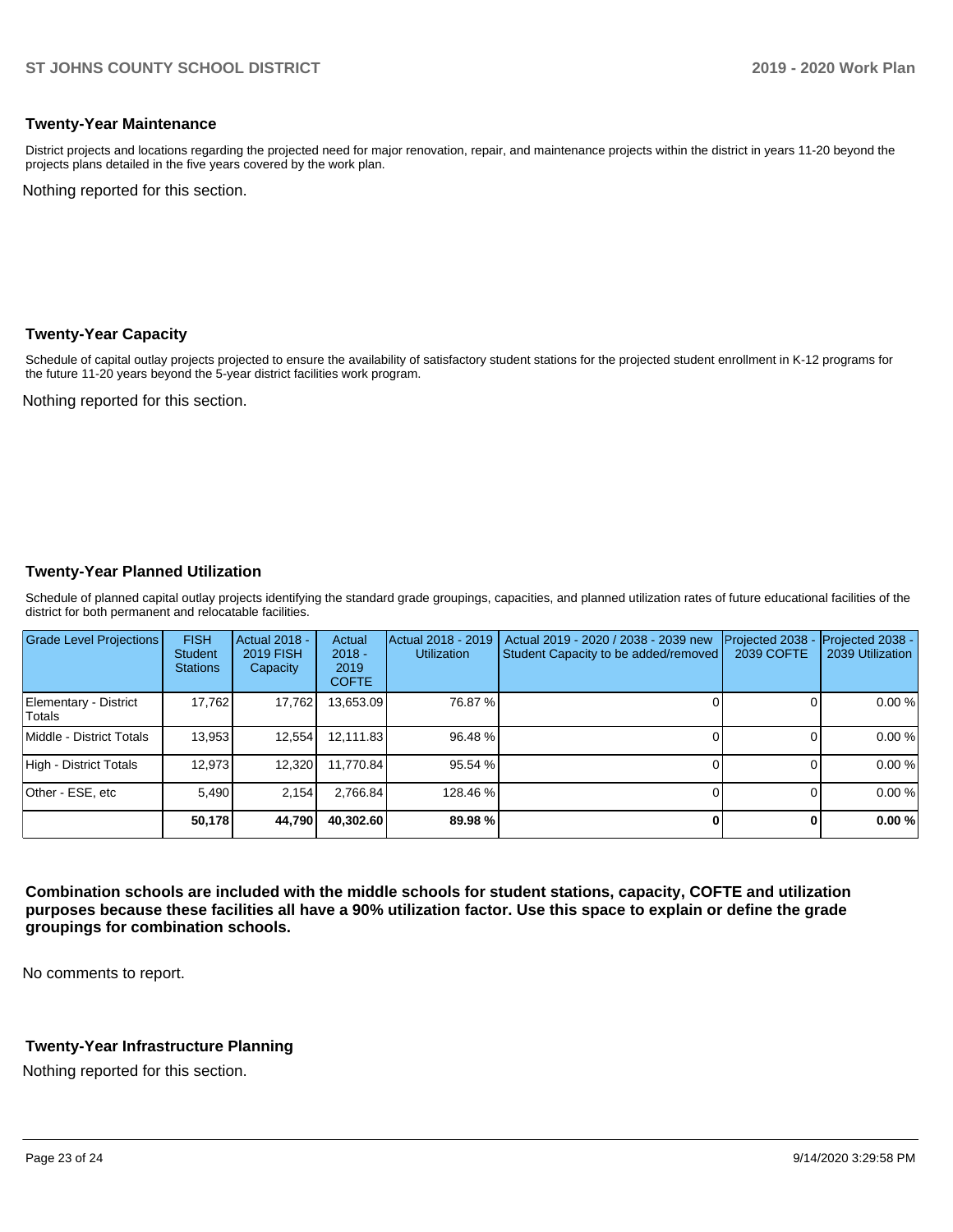### Twenty-Year Maintenance

District projects and locations regarding the projected need for major renovation, repair, and maintenance projects within the district in years 11-20 beyond the projects plans detailed in the five years covered by the work plan.

Nothing reported for this section.

### Twenty-Year Capacity

Schedule of capital outlay projects projected to ensure the availability of satisfactory student stations for the projected student enrollment in K-12 programs for the future 11-20 years beyond the 5-year district facilities work program.

Nothing reported for this section.

### Twenty-Year Planned Utilization

Schedule of planned capital outlay projects identifying the standard grade groupings, capacities, and planned utilization rates of future educational facilities of the district for both permanent and relocatable facilities.

| Grade Level Projections | FISH Student Stations | Actual 2018 - 2019 FISH Capacity | Actual 2018 - 2019 COFTE | Actual 2018 - 2019 Utilization | Actual 2019 - 2020 / 2038 - 2039 new Student Capacity to be added/removed | Projected 2038 - 2039 COFTE | Projected 2038 - 2039 Utilization |
|---|---|---|---|---|---|---|---|
| Elementary - District Totals | 17,762 | 17,762 | 13,653.09 | 76.87 % | 0 | 0 | 0.00 % |
| Middle - District Totals | 13,953 | 12,554 | 12,111.83 | 96.48 % | 0 | 0 | 0.00 % |
| High - District Totals | 12,973 | 12,320 | 11,770.84 | 95.54 % | 0 | 0 | 0.00 % |
| Other - ESE, etc | 5,490 | 2,154 | 2,766.84 | 128.46 % | 0 | 0 | 0.00 % |
| | **50,178** | **44,790** | **40,302.60** | **89.98 %** | **0** | **0** | **0.00 %** |

**Combination schools are included with the middle schools for student stations, capacity, COFTE and utilization purposes because these facilities all have a 90% utilization factor. Use this space to explain or define the grade groupings for combination schools.**

No comments to report.

### Twenty-Year Infrastructure Planning

Nothing reported for this section.